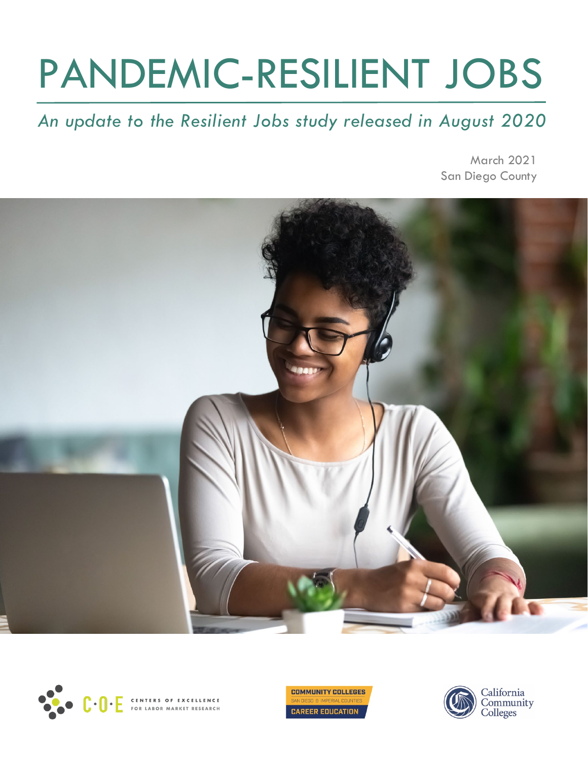# PANDEMIC-RESILIENT JOBS

*An update to the Resilient Jobs study released in August 2020*

March 2021
San Diego County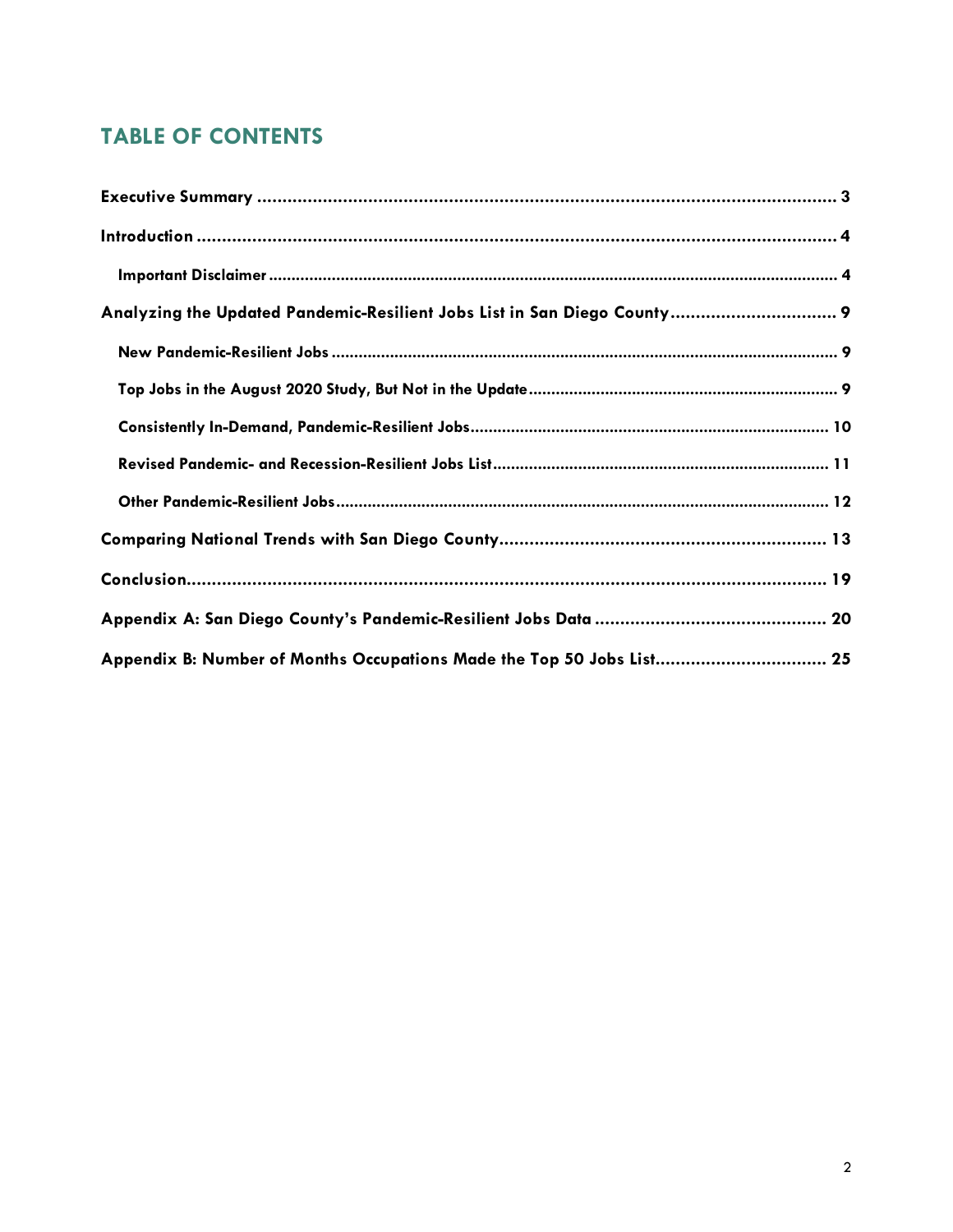## TABLE OF CONTENTS

**Executive Summary** ..... 3

**Introduction** ..... 4

- **Important Disclaimer** ..... 4

**Analyzing the Updated Pandemic-Resilient Jobs List in San Diego County** ..... 9

- **New Pandemic-Resilient Jobs** ..... 9
- **Top Jobs in the August 2020 Study, But Not in the Update** ..... 9
- **Consistently In-Demand, Pandemic-Resilient Jobs** ..... 10
- **Revised Pandemic- and Recession-Resilient Jobs List** ..... 11
- **Other Pandemic-Resilient Jobs** ..... 12

**Comparing National Trends with San Diego County** ..... 13

**Conclusion** ..... 19

**Appendix A: San Diego County's Pandemic-Resilient Jobs Data** ..... 20

**Appendix B: Number of Months Occupations Made the Top 50 Jobs List** ..... 25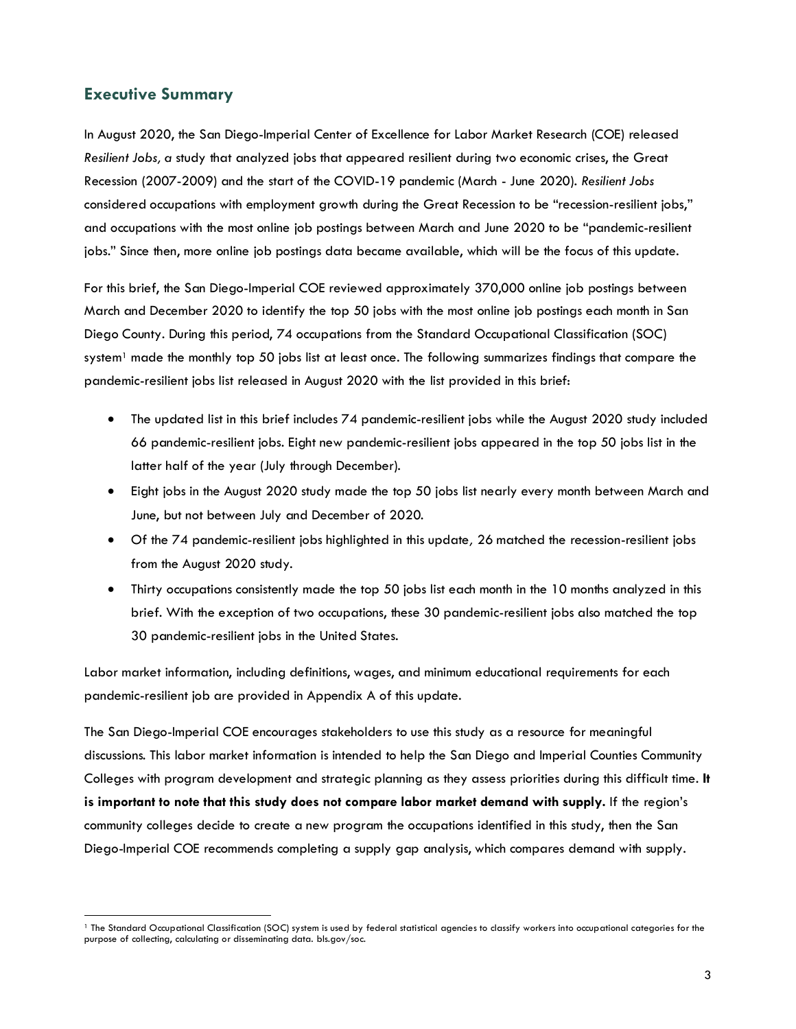## Executive Summary

In August 2020, the San Diego-Imperial Center of Excellence for Labor Market Research (COE) released *Resilient Jobs, a* study that analyzed jobs that appeared resilient during two economic crises, the Great Recession (2007-2009) and the start of the COVID-19 pandemic (March - June 2020). *Resilient Jobs* considered occupations with employment growth during the Great Recession to be "recession-resilient jobs," and occupations with the most online job postings between March and June 2020 to be "pandemic-resilient jobs." Since then, more online job postings data became available, which will be the focus of this update.

For this brief, the San Diego-Imperial COE reviewed approximately 370,000 online job postings between March and December 2020 to identify the top 50 jobs with the most online job postings each month in San Diego County. During this period, 74 occupations from the Standard Occupational Classification (SOC) system[1] made the monthly top 50 jobs list at least once. The following summarizes findings that compare the pandemic-resilient jobs list released in August 2020 with the list provided in this brief:

- The updated list in this brief includes 74 pandemic-resilient jobs while the August 2020 study included 66 pandemic-resilient jobs. Eight new pandemic-resilient jobs appeared in the top 50 jobs list in the latter half of the year (July through December).
- Eight jobs in the August 2020 study made the top 50 jobs list nearly every month between March and June, but not between July and December of 2020.
- Of the 74 pandemic-resilient jobs highlighted in this update*,* 26 matched the recession-resilient jobs from the August 2020 study.
- Thirty occupations consistently made the top 50 jobs list each month in the 10 months analyzed in this brief. With the exception of two occupations, these 30 pandemic-resilient jobs also matched the top 30 pandemic-resilient jobs in the United States.

Labor market information, including definitions, wages, and minimum educational requirements for each pandemic-resilient job are provided in Appendix A of this update.

The San Diego-Imperial COE encourages stakeholders to use this study as a resource for meaningful discussions. This labor market information is intended to help the San Diego and Imperial Counties Community Colleges with program development and strategic planning as they assess priorities during this difficult time. **It is important to note that this study does not compare labor market demand with supply.** If the region's community colleges decide to create a new program the occupations identified in this study, then the San Diego-Imperial COE recommends completing a supply gap analysis, which compares demand with supply.

---

[1] The Standard Occupational Classification (SOC) system is used by federal statistical agencies to classify workers into occupational categories for the purpose of collecting, calculating or disseminating data. bls.gov/soc.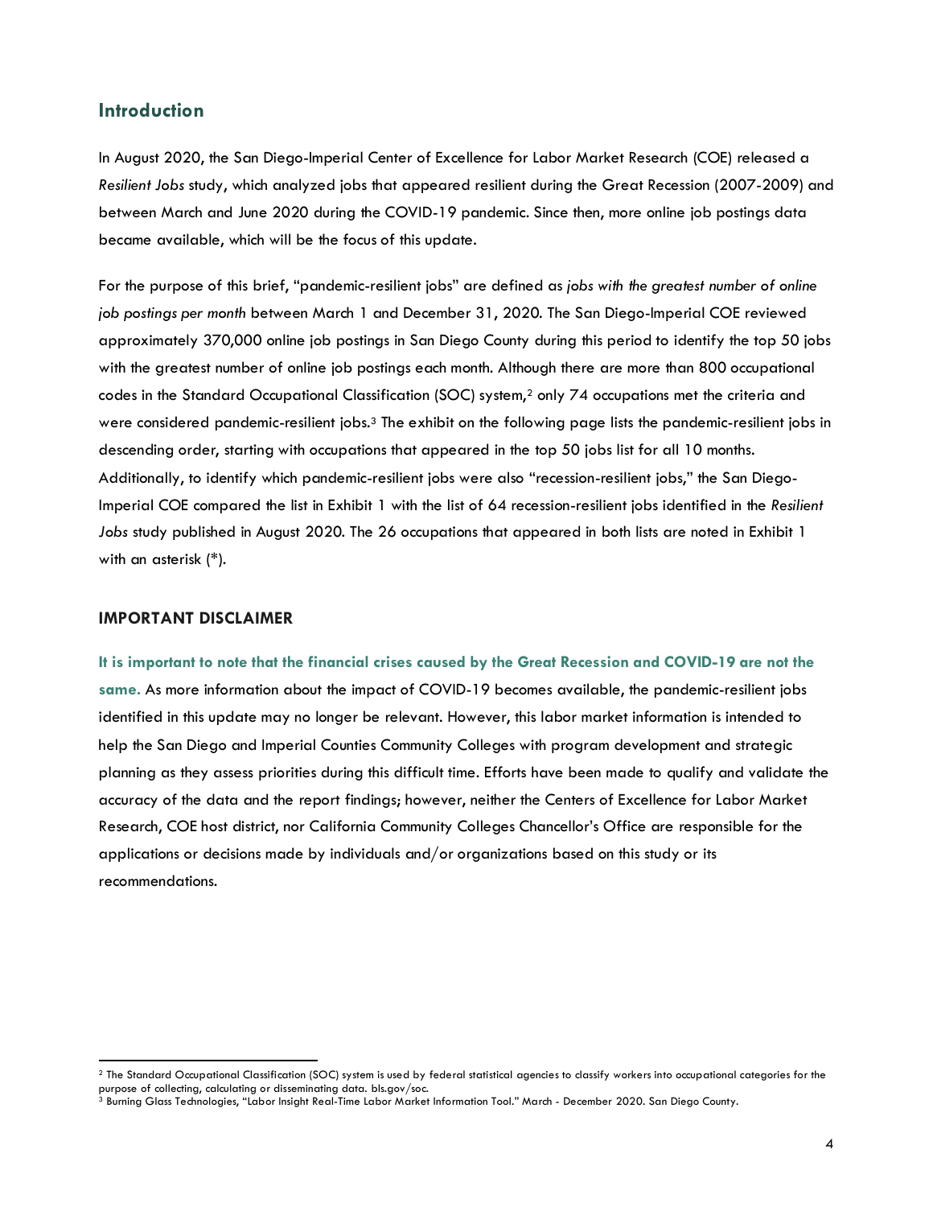## Introduction

In August 2020, the San Diego-Imperial Center of Excellence for Labor Market Research (COE) released a *Resilient Jobs* study, which analyzed jobs that appeared resilient during the Great Recession (2007-2009) and between March and June 2020 during the COVID-19 pandemic. Since then, more online job postings data became available, which will be the focus of this update.

For the purpose of this brief, "pandemic-resilient jobs" are defined as *jobs with the greatest number of online job postings per month* between March 1 and December 31, 2020. The San Diego-Imperial COE reviewed approximately 370,000 online job postings in San Diego County during this period to identify the top 50 jobs with the greatest number of online job postings each month. Although there are more than 800 occupational codes in the Standard Occupational Classification (SOC) system,[2] only 74 occupations met the criteria and were considered pandemic-resilient jobs.[3] The exhibit on the following page lists the pandemic-resilient jobs in descending order, starting with occupations that appeared in the top 50 jobs list for all 10 months. Additionally, to identify which pandemic-resilient jobs were also "recession-resilient jobs," the San Diego-Imperial COE compared the list in Exhibit 1 with the list of 64 recession-resilient jobs identified in the *Resilient Jobs* study published in August 2020. The 26 occupations that appeared in both lists are noted in Exhibit 1 with an asterisk (*).

### IMPORTANT DISCLAIMER

**It is important to note that the financial crises caused by the Great Recession and COVID-19 are not the same.** As more information about the impact of COVID-19 becomes available, the pandemic-resilient jobs identified in this update may no longer be relevant. However, this labor market information is intended to help the San Diego and Imperial Counties Community Colleges with program development and strategic planning as they assess priorities during this difficult time. Efforts have been made to qualify and validate the accuracy of the data and the report findings; however, neither the Centers of Excellence for Labor Market Research, COE host district, nor California Community Colleges Chancellor's Office are responsible for the applications or decisions made by individuals and/or organizations based on this study or its recommendations.

---

[2] The Standard Occupational Classification (SOC) system is used by federal statistical agencies to classify workers into occupational categories for the purpose of collecting, calculating or disseminating data. bls.gov/soc.

[3] Burning Glass Technologies, "Labor Insight Real-Time Labor Market Information Tool." March - December 2020. San Diego County.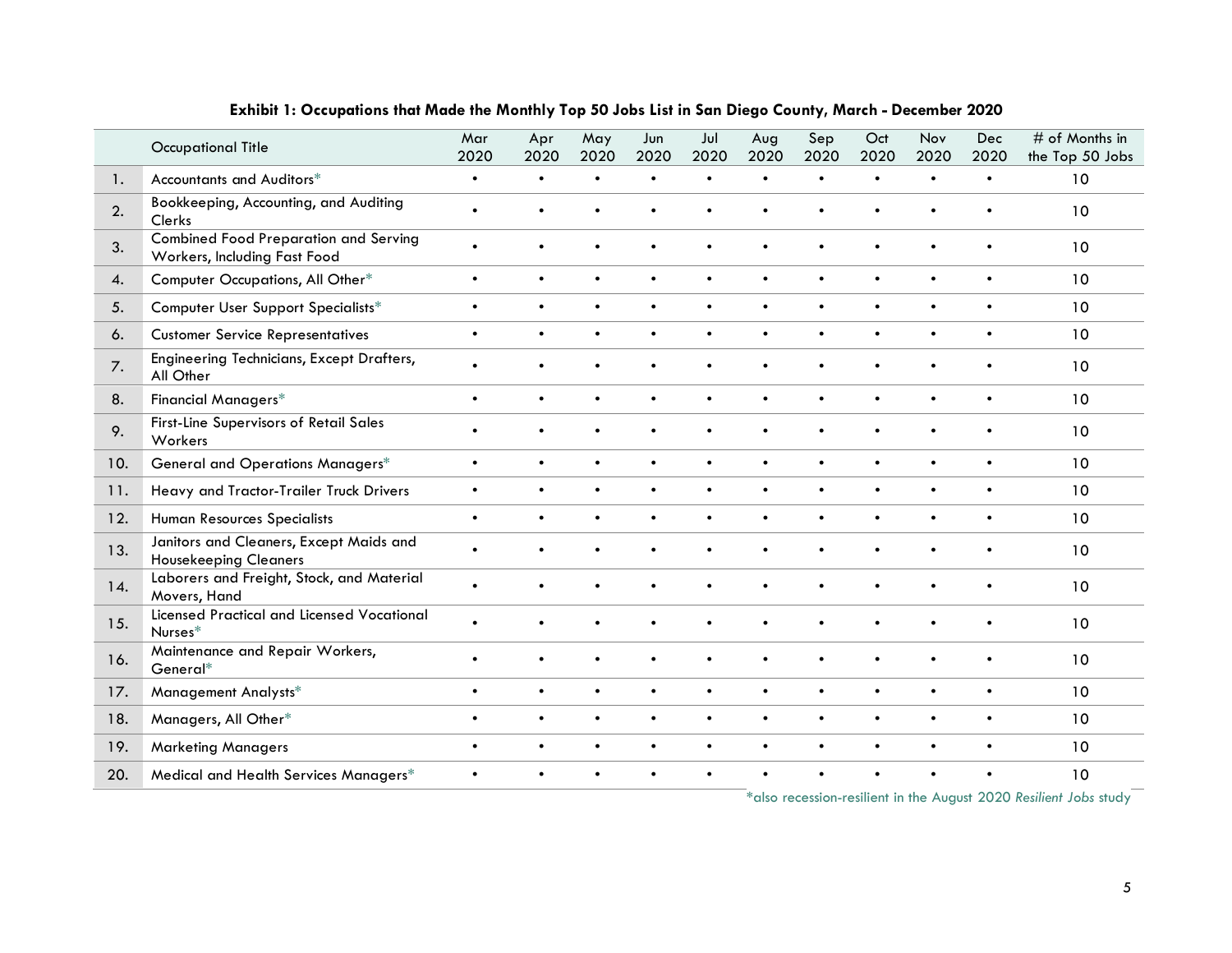**Exhibit 1: Occupations that Made the Monthly Top 50 Jobs List in San Diego County, March - December 2020**

| | Occupational Title | Mar 2020 | Apr 2020 | May 2020 | Jun 2020 | Jul 2020 | Aug 2020 | Sep 2020 | Oct 2020 | Nov 2020 | Dec 2020 | # of Months in the Top 50 Jobs |
|---|---|---|---|---|---|---|---|---|---|---|---|---|
| 1. | Accountants and Auditors* | • | • | • | • | • | • | • | • | • | • | 10 |
| 2. | Bookkeeping, Accounting, and Auditing Clerks | • | • | • | • | • | • | • | • | • | • | 10 |
| 3. | Combined Food Preparation and Serving Workers, Including Fast Food | • | • | • | • | • | • | • | • | • | • | 10 |
| 4. | Computer Occupations, All Other* | • | • | • | • | • | • | • | • | • | • | 10 |
| 5. | Computer User Support Specialists* | • | • | • | • | • | • | • | • | • | • | 10 |
| 6. | Customer Service Representatives | • | • | • | • | • | • | • | • | • | • | 10 |
| 7. | Engineering Technicians, Except Drafters, All Other | • | • | • | • | • | • | • | • | • | • | 10 |
| 8. | Financial Managers* | • | • | • | • | • | • | • | • | • | • | 10 |
| 9. | First-Line Supervisors of Retail Sales Workers | • | • | • | • | • | • | • | • | • | • | 10 |
| 10. | General and Operations Managers* | • | • | • | • | • | • | • | • | • | • | 10 |
| 11. | Heavy and Tractor-Trailer Truck Drivers | • | • | • | • | • | • | • | • | • | • | 10 |
| 12. | Human Resources Specialists | • | • | • | • | • | • | • | • | • | • | 10 |
| 13. | Janitors and Cleaners, Except Maids and Housekeeping Cleaners | • | • | • | • | • | • | • | • | • | • | 10 |
| 14. | Laborers and Freight, Stock, and Material Movers, Hand | • | • | • | • | • | • | • | • | • | • | 10 |
| 15. | Licensed Practical and Licensed Vocational Nurses* | • | • | • | • | • | • | • | • | • | • | 10 |
| 16. | Maintenance and Repair Workers, General* | • | • | • | • | • | • | • | • | • | • | 10 |
| 17. | Management Analysts* | • | • | • | • | • | • | • | • | • | • | 10 |
| 18. | Managers, All Other* | • | • | • | • | • | • | • | • | • | • | 10 |
| 19. | Marketing Managers | • | • | • | • | • | • | • | • | • | • | 10 |
| 20. | Medical and Health Services Managers* | • | • | • | • | • | • | • | • | • | • | 10 |

*also recession-resilient in the August 2020 *Resilient Jobs* study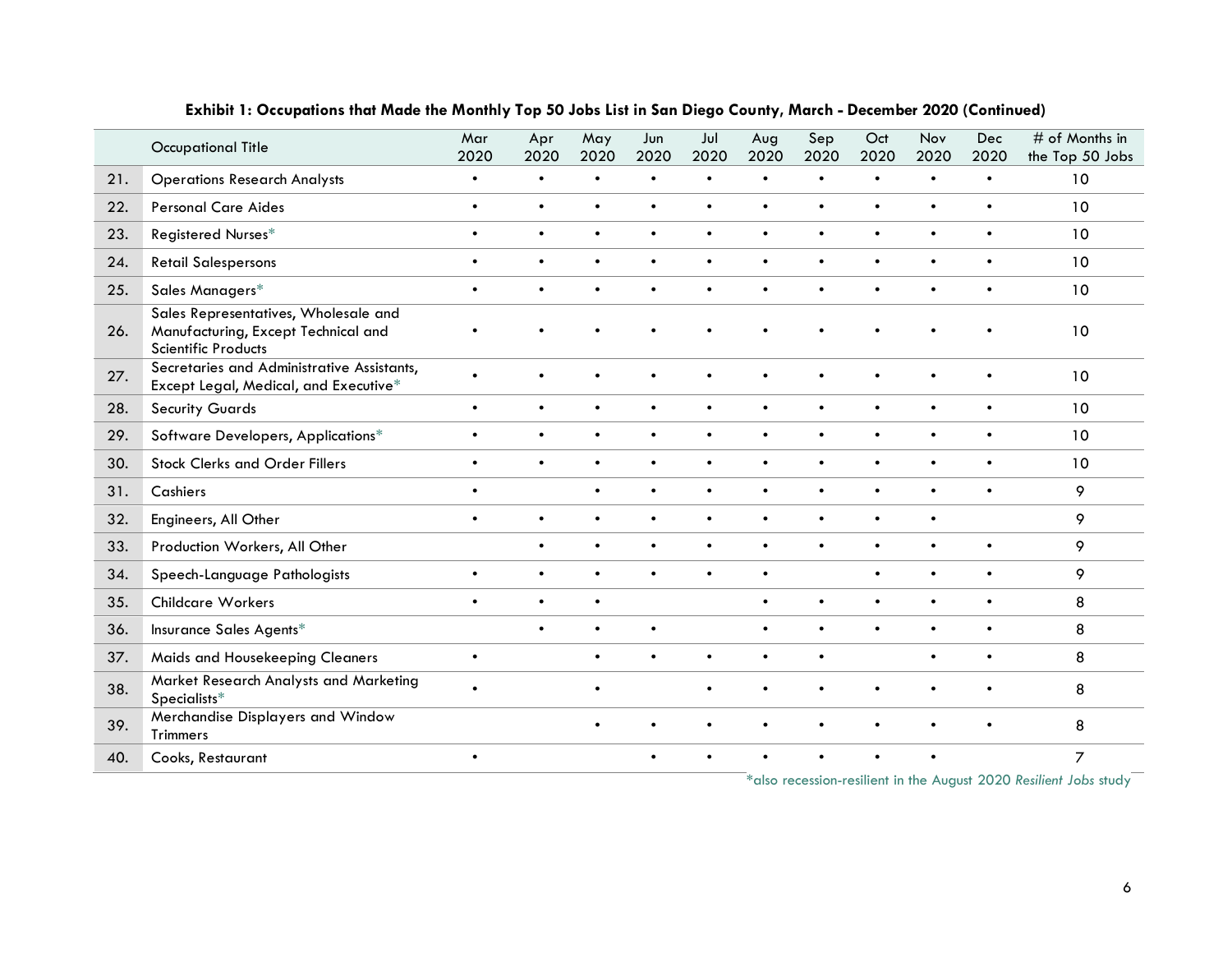**Exhibit 1: Occupations that Made the Monthly Top 50 Jobs List in San Diego County, March - December 2020 (Continued)**

| | Occupational Title | Mar 2020 | Apr 2020 | May 2020 | Jun 2020 | Jul 2020 | Aug 2020 | Sep 2020 | Oct 2020 | Nov 2020 | Dec 2020 | # of Months in the Top 50 Jobs |
|---|---|---|---|---|---|---|---|---|---|---|---|---|
| 21. | Operations Research Analysts | • | • | • | • | • | • | • | • | • | • | 10 |
| 22. | Personal Care Aides | • | • | • | • | • | • | • | • | • | • | 10 |
| 23. | Registered Nurses* | • | • | • | • | • | • | • | • | • | • | 10 |
| 24. | Retail Salespersons | • | • | • | • | • | • | • | • | • | • | 10 |
| 25. | Sales Managers* | • | • | • | • | • | • | • | • | • | • | 10 |
| 26. | Sales Representatives, Wholesale and Manufacturing, Except Technical and Scientific Products | • | • | • | • | • | • | • | • | • | • | 10 |
| 27. | Secretaries and Administrative Assistants, Except Legal, Medical, and Executive* | • | • | • | • | • | • | • | • | • | • | 10 |
| 28. | Security Guards | • | • | • | • | • | • | • | • | • | • | 10 |
| 29. | Software Developers, Applications* | • | • | • | • | • | • | • | • | • | • | 10 |
| 30. | Stock Clerks and Order Fillers | • | • | • | • | • | • | • | • | • | • | 10 |
| 31. | Cashiers | • | | • | • | • | • | • | • | • | • | 9 |
| 32. | Engineers, All Other | • | • | • | • | • | • | • | • | • | | 9 |
| 33. | Production Workers, All Other | | • | • | • | • | • | • | • | • | • | 9 |
| 34. | Speech-Language Pathologists | • | • | • | • | • | • | | • | • | • | 9 |
| 35. | Childcare Workers | • | • | • | | | • | • | • | • | • | 8 |
| 36. | Insurance Sales Agents* | | • | • | • | | • | • | • | • | • | 8 |
| 37. | Maids and Housekeeping Cleaners | • | | • | • | • | • | • | | • | • | 8 |
| 38. | Market Research Analysts and Marketing Specialists* | • | | • | | • | • | • | • | • | • | 8 |
| 39. | Merchandise Displayers and Window Trimmers | | | • | • | • | • | • | • | • | • | 8 |
| 40. | Cooks, Restaurant | • | | | • | • | • | • | • | • | | 7 |

*also recession-resilient in the August 2020 *Resilient Jobs* study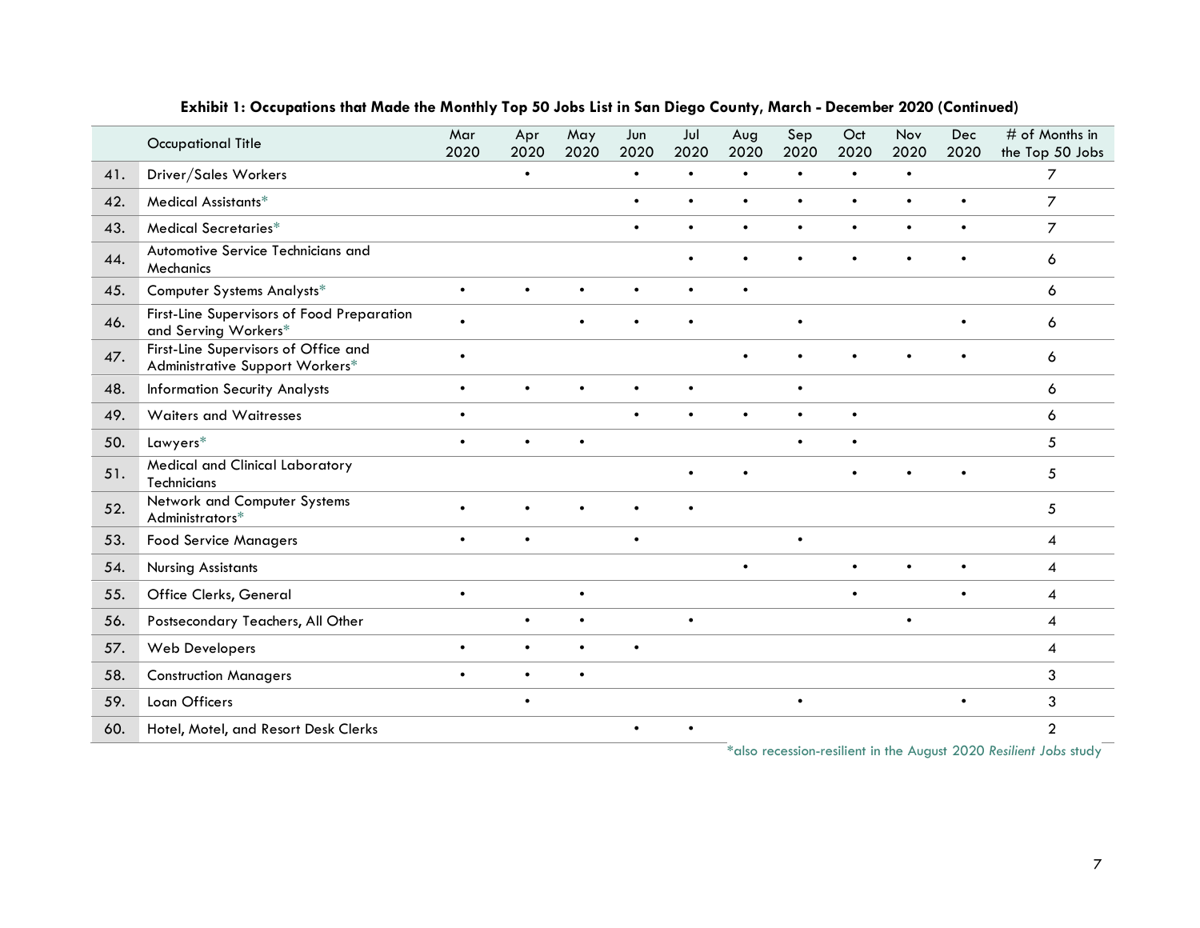**Exhibit 1: Occupations that Made the Monthly Top 50 Jobs List in San Diego County, March - December 2020 (Continued)**

| | Occupational Title | Mar 2020 | Apr 2020 | May 2020 | Jun 2020 | Jul 2020 | Aug 2020 | Sep 2020 | Oct 2020 | Nov 2020 | Dec 2020 | # of Months in the Top 50 Jobs |
|---|---|---|---|---|---|---|---|---|---|---|---|---|
| 41. | Driver/Sales Workers | | • | | • | • | • | • | • | • | | 7 |
| 42. | Medical Assistants* | | | | • | • | • | • | • | • | • | 7 |
| 43. | Medical Secretaries* | | | | • | • | • | • | • | • | • | 7 |
| 44. | Automotive Service Technicians and Mechanics | | | | | • | • | • | • | • | • | 6 |
| 45. | Computer Systems Analysts* | • | • | • | • | • | • | | | | | 6 |
| 46. | First-Line Supervisors of Food Preparation and Serving Workers* | • | | • | • | • | | • | | | • | 6 |
| 47. | First-Line Supervisors of Office and Administrative Support Workers* | • | | | | | • | • | • | • | • | 6 |
| 48. | Information Security Analysts | • | • | • | • | • | | • | | | | 6 |
| 49. | Waiters and Waitresses | • | | | • | • | • | • | • | | | 6 |
| 50. | Lawyers* | • | • | • | | | | • | • | | | 5 |
| 51. | Medical and Clinical Laboratory Technicians | | | | | • | • | | • | • | • | 5 |
| 52. | Network and Computer Systems Administrators* | • | • | • | • | • | | | | | | 5 |
| 53. | Food Service Managers | • | • | | • | | | • | | | | 4 |
| 54. | Nursing Assistants | | | | | | • | | • | • | • | 4 |
| 55. | Office Clerks, General | • | | • | | | | | • | | • | 4 |
| 56. | Postsecondary Teachers, All Other | | • | • | | • | | | | • | | 4 |
| 57. | Web Developers | • | • | • | • | | | | | | | 4 |
| 58. | Construction Managers | • | • | • | | | | | | | | 3 |
| 59. | Loan Officers | | • | | | | | • | | | • | 3 |
| 60. | Hotel, Motel, and Resort Desk Clerks | | | | • | • | | | | | | 2 |

*also recession-resilient in the August 2020 *Resilient Jobs* study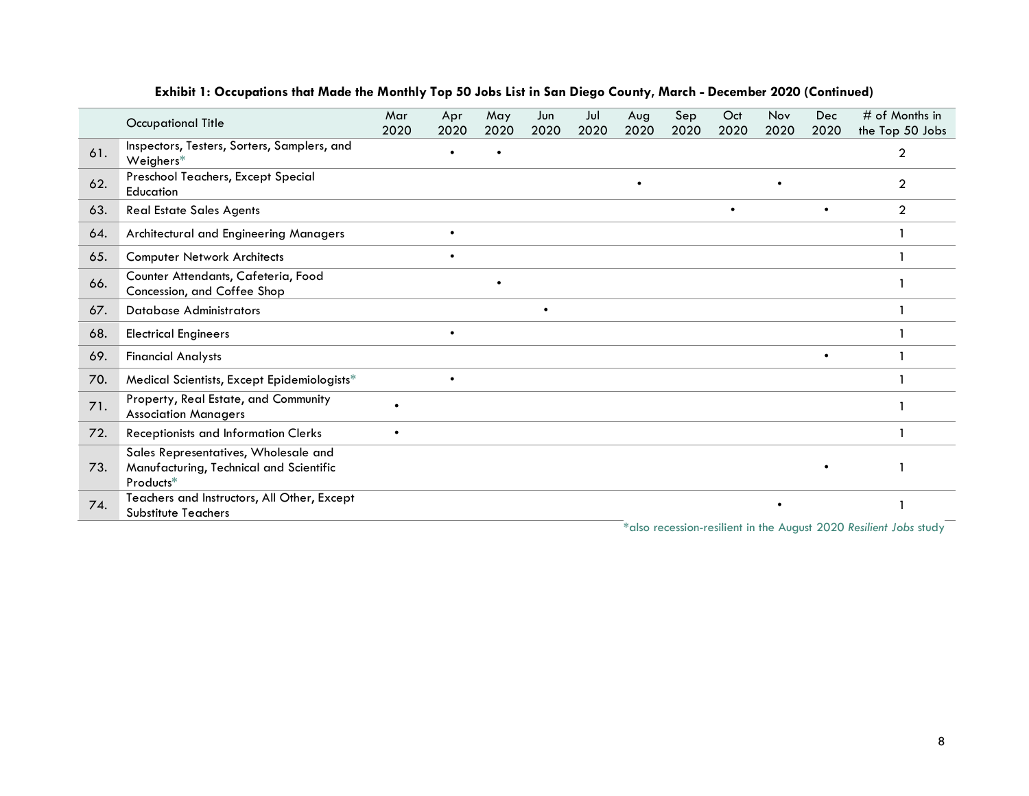**Exhibit 1: Occupations that Made the Monthly Top 50 Jobs List in San Diego County, March - December 2020 (Continued)**

| | Occupational Title | Mar 2020 | Apr 2020 | May 2020 | Jun 2020 | Jul 2020 | Aug 2020 | Sep 2020 | Oct 2020 | Nov 2020 | Dec 2020 | # of Months in the Top 50 Jobs |
|---|---|---|---|---|---|---|---|---|---|---|---|---|
| 61. | Inspectors, Testers, Sorters, Samplers, and Weighers* | | • | • | | | | | | | | 2 |
| 62. | Preschool Teachers, Except Special Education | | | | | | • | | | • | | 2 |
| 63. | Real Estate Sales Agents | | | | | | | | • | | • | 2 |
| 64. | Architectural and Engineering Managers | | • | | | | | | | | | 1 |
| 65. | Computer Network Architects | | • | | | | | | | | | 1 |
| 66. | Counter Attendants, Cafeteria, Food Concession, and Coffee Shop | | | • | | | | | | | | 1 |
| 67. | Database Administrators | | | | • | | | | | | | 1 |
| 68. | Electrical Engineers | | • | | | | | | | | | 1 |
| 69. | Financial Analysts | | | | | | | | | | • | 1 |
| 70. | Medical Scientists, Except Epidemiologists* | | • | | | | | | | | | 1 |
| 71. | Property, Real Estate, and Community Association Managers | • | | | | | | | | | | 1 |
| 72. | Receptionists and Information Clerks | • | | | | | | | | | | 1 |
| 73. | Sales Representatives, Wholesale and Manufacturing, Technical and Scientific Products* | | | | | | | | | | • | 1 |
| 74. | Teachers and Instructors, All Other, Except Substitute Teachers | | | | | | | | | • | | 1 |

*also recession-resilient in the August 2020 *Resilient Jobs* study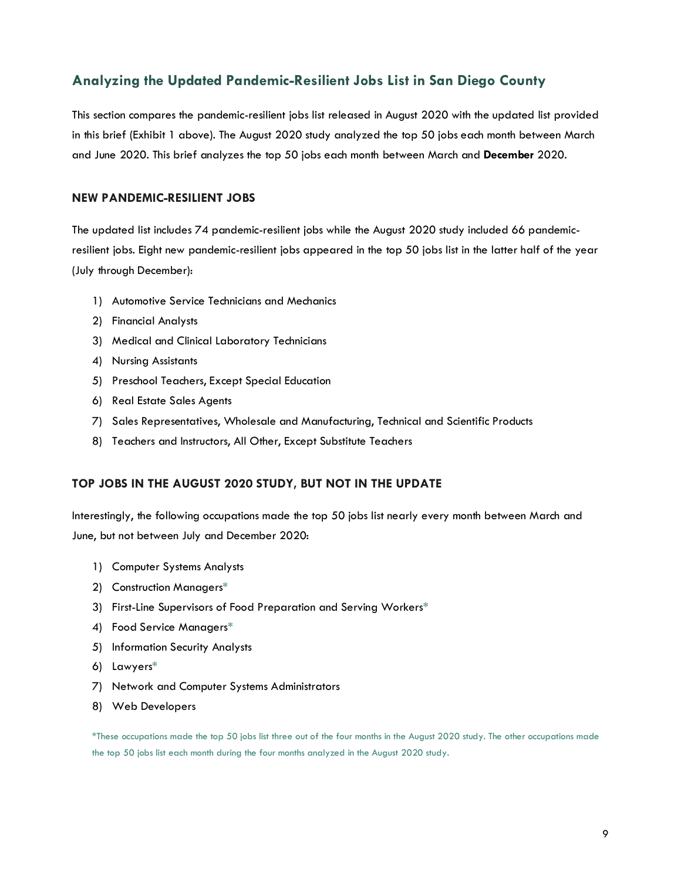## Analyzing the Updated Pandemic-Resilient Jobs List in San Diego County

This section compares the pandemic-resilient jobs list released in August 2020 with the updated list provided in this brief (Exhibit 1 above). The August 2020 study analyzed the top 50 jobs each month between March and June 2020. This brief analyzes the top 50 jobs each month between March and **December** 2020.

### NEW PANDEMIC-RESILIENT JOBS

The updated list includes 74 pandemic-resilient jobs while the August 2020 study included 66 pandemic-resilient jobs. Eight new pandemic-resilient jobs appeared in the top 50 jobs list in the latter half of the year (July through December):

1) Automotive Service Technicians and Mechanics
2) Financial Analysts
3) Medical and Clinical Laboratory Technicians
4) Nursing Assistants
5) Preschool Teachers, Except Special Education
6) Real Estate Sales Agents
7) Sales Representatives, Wholesale and Manufacturing, Technical and Scientific Products
8) Teachers and Instructors, All Other, Except Substitute Teachers

### TOP JOBS IN THE AUGUST 2020 STUDY, BUT NOT IN THE UPDATE

Interestingly, the following occupations made the top 50 jobs list nearly every month between March and June, but not between July and December 2020:

1) Computer Systems Analysts
2) Construction Managers*
3) First-Line Supervisors of Food Preparation and Serving Workers*
4) Food Service Managers*
5) Information Security Analysts
6) Lawyers*
7) Network and Computer Systems Administrators
8) Web Developers

*These occupations made the top 50 jobs list three out of the four months in the August 2020 study. The other occupations made the top 50 jobs list each month during the four months analyzed in the August 2020 study.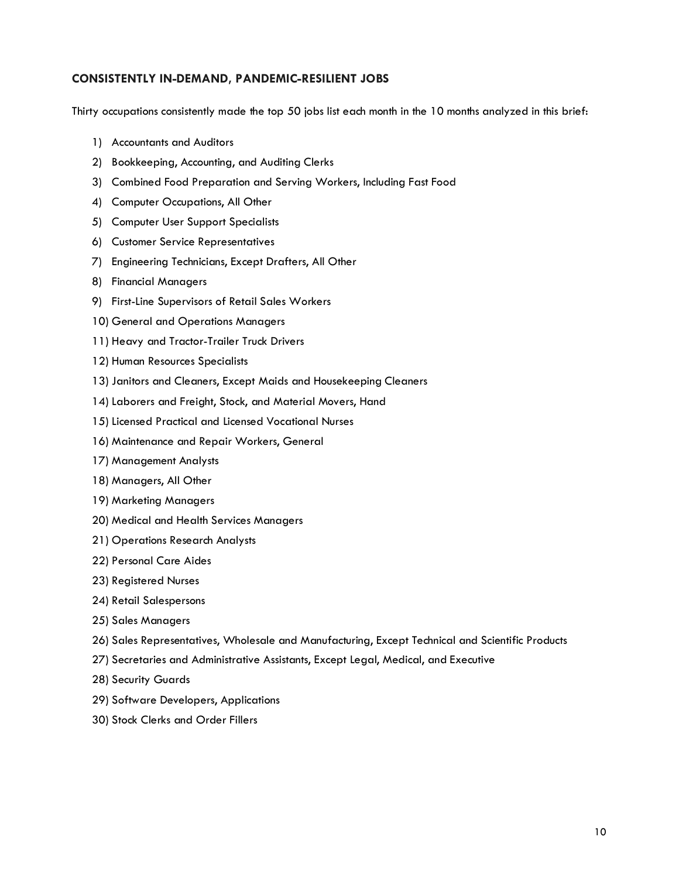## CONSISTENTLY IN-DEMAND, PANDEMIC-RESILIENT JOBS

Thirty occupations consistently made the top 50 jobs list each month in the 10 months analyzed in this brief:

1) Accountants and Auditors
2) Bookkeeping, Accounting, and Auditing Clerks
3) Combined Food Preparation and Serving Workers, Including Fast Food
4) Computer Occupations, All Other
5) Computer User Support Specialists
6) Customer Service Representatives
7) Engineering Technicians, Except Drafters, All Other
8) Financial Managers
9) First-Line Supervisors of Retail Sales Workers
10) General and Operations Managers
11) Heavy and Tractor-Trailer Truck Drivers
12) Human Resources Specialists
13) Janitors and Cleaners, Except Maids and Housekeeping Cleaners
14) Laborers and Freight, Stock, and Material Movers, Hand
15) Licensed Practical and Licensed Vocational Nurses
16) Maintenance and Repair Workers, General
17) Management Analysts
18) Managers, All Other
19) Marketing Managers
20) Medical and Health Services Managers
21) Operations Research Analysts
22) Personal Care Aides
23) Registered Nurses
24) Retail Salespersons
25) Sales Managers
26) Sales Representatives, Wholesale and Manufacturing, Except Technical and Scientific Products
27) Secretaries and Administrative Assistants, Except Legal, Medical, and Executive
28) Security Guards
29) Software Developers, Applications
30) Stock Clerks and Order Fillers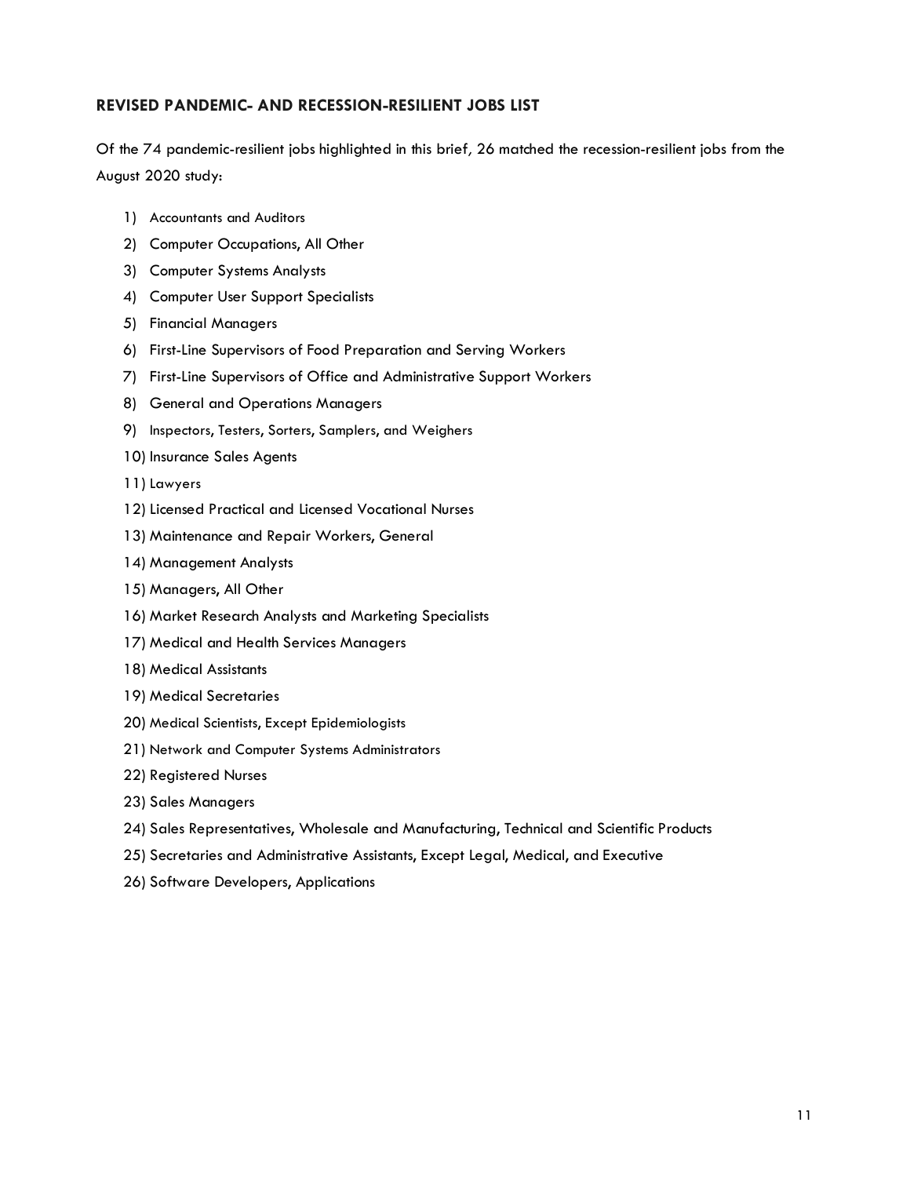### REVISED PANDEMIC- AND RECESSION-RESILIENT JOBS LIST

Of the 74 pandemic-resilient jobs highlighted in this brief, 26 matched the recession-resilient jobs from the August 2020 study:

1) Accountants and Auditors
2) Computer Occupations, All Other
3) Computer Systems Analysts
4) Computer User Support Specialists
5) Financial Managers
6) First-Line Supervisors of Food Preparation and Serving Workers
7) First-Line Supervisors of Office and Administrative Support Workers
8) General and Operations Managers
9) Inspectors, Testers, Sorters, Samplers, and Weighers
10) Insurance Sales Agents
11) Lawyers
12) Licensed Practical and Licensed Vocational Nurses
13) Maintenance and Repair Workers, General
14) Management Analysts
15) Managers, All Other
16) Market Research Analysts and Marketing Specialists
17) Medical and Health Services Managers
18) Medical Assistants
19) Medical Secretaries
20) Medical Scientists, Except Epidemiologists
21) Network and Computer Systems Administrators
22) Registered Nurses
23) Sales Managers
24) Sales Representatives, Wholesale and Manufacturing, Technical and Scientific Products
25) Secretaries and Administrative Assistants, Except Legal, Medical, and Executive
26) Software Developers, Applications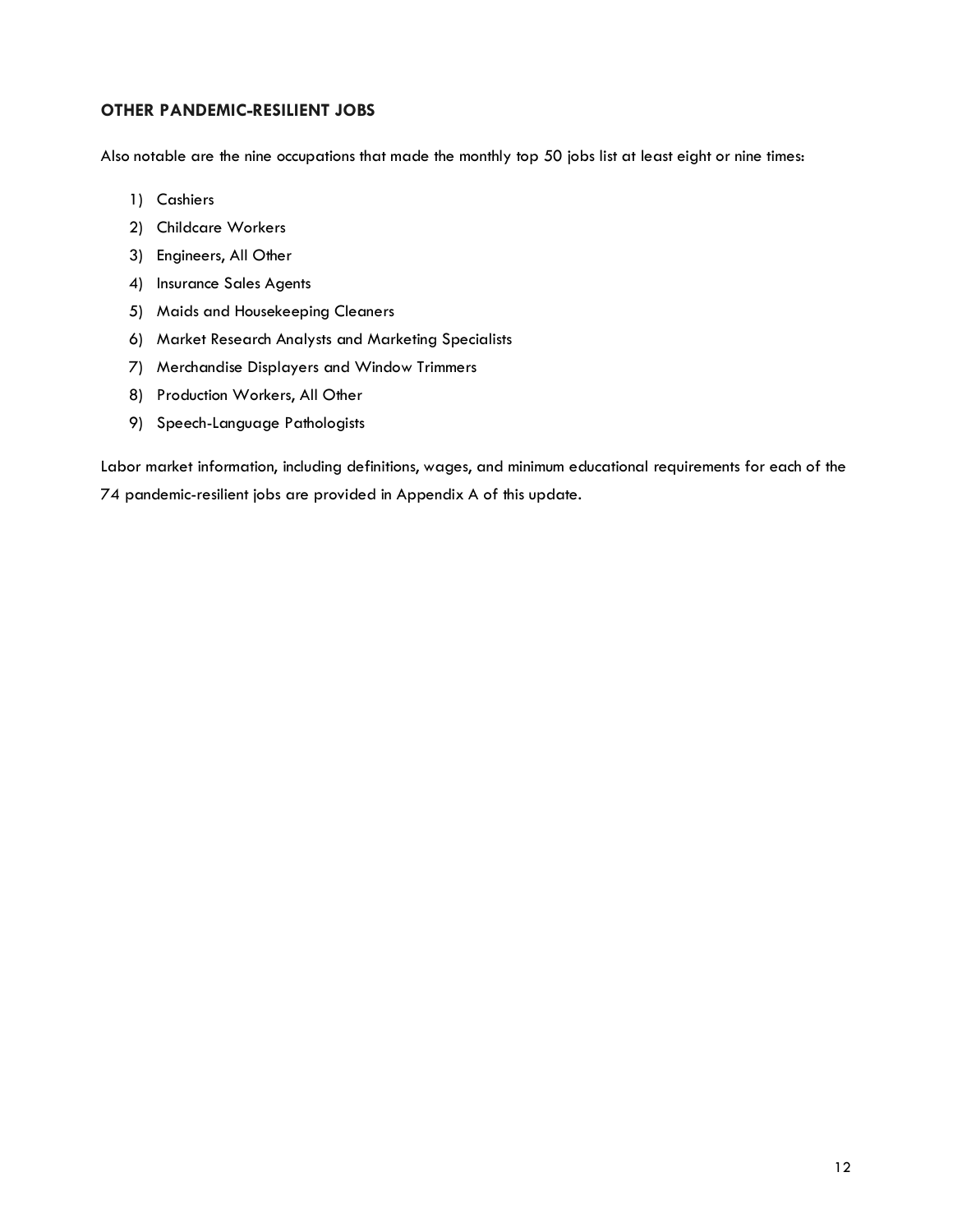### OTHER PANDEMIC-RESILIENT JOBS

Also notable are the nine occupations that made the monthly top 50 jobs list at least eight or nine times:

1) Cashiers
2) Childcare Workers
3) Engineers, All Other
4) Insurance Sales Agents
5) Maids and Housekeeping Cleaners
6) Market Research Analysts and Marketing Specialists
7) Merchandise Displayers and Window Trimmers
8) Production Workers, All Other
9) Speech-Language Pathologists

Labor market information, including definitions, wages, and minimum educational requirements for each of the 74 pandemic-resilient jobs are provided in Appendix A of this update.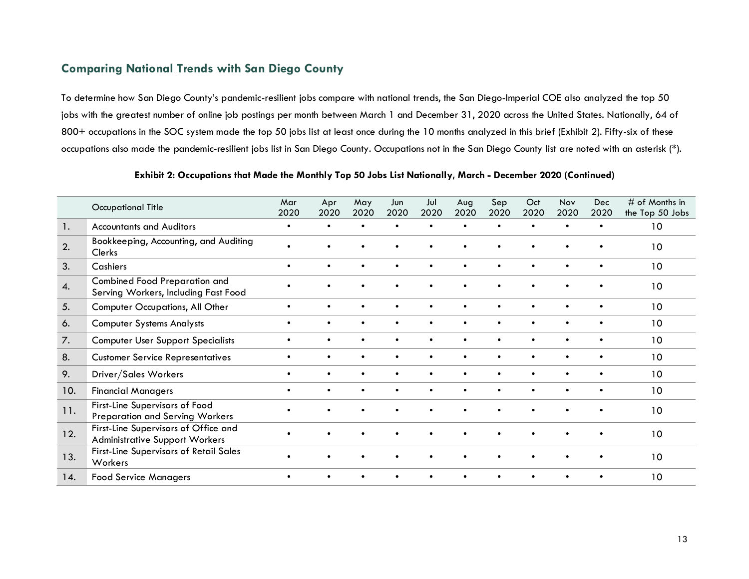## Comparing National Trends with San Diego County

To determine how San Diego County's pandemic-resilient jobs compare with national trends, the San Diego-Imperial COE also analyzed the top 50 jobs with the greatest number of online job postings per month between March 1 and December 31, 2020 across the United States. Nationally, 64 of 800+ occupations in the SOC system made the top 50 jobs list at least once during the 10 months analyzed in this brief (Exhibit 2). Fifty-six of these occupations also made the pandemic-resilient jobs list in San Diego County. Occupations not in the San Diego County list are noted with an asterisk (*).

**Exhibit 2: Occupations that Made the Monthly Top 50 Jobs List Nationally, March - December 2020 (Continued)**

| | Occupational Title | Mar 2020 | Apr 2020 | May 2020 | Jun 2020 | Jul 2020 | Aug 2020 | Sep 2020 | Oct 2020 | Nov 2020 | Dec 2020 | # of Months in the Top 50 Jobs |
|---|---|---|---|---|---|---|---|---|---|---|---|---|
| 1. | Accountants and Auditors | • | • | • | • | • | • | • | • | • | • | 10 |
| 2. | Bookkeeping, Accounting, and Auditing Clerks | • | • | • | • | • | • | • | • | • | • | 10 |
| 3. | Cashiers | • | • | • | • | • | • | • | • | • | • | 10 |
| 4. | Combined Food Preparation and Serving Workers, Including Fast Food | • | • | • | • | • | • | • | • | • | • | 10 |
| 5. | Computer Occupations, All Other | • | • | • | • | • | • | • | • | • | • | 10 |
| 6. | Computer Systems Analysts | • | • | • | • | • | • | • | • | • | • | 10 |
| 7. | Computer User Support Specialists | • | • | • | • | • | • | • | • | • | • | 10 |
| 8. | Customer Service Representatives | • | • | • | • | • | • | • | • | • | • | 10 |
| 9. | Driver/Sales Workers | • | • | • | • | • | • | • | • | • | • | 10 |
| 10. | Financial Managers | • | • | • | • | • | • | • | • | • | • | 10 |
| 11. | First-Line Supervisors of Food Preparation and Serving Workers | • | • | • | • | • | • | • | • | • | • | 10 |
| 12. | First-Line Supervisors of Office and Administrative Support Workers | • | • | • | • | • | • | • | • | • | • | 10 |
| 13. | First-Line Supervisors of Retail Sales Workers | • | • | • | • | • | • | • | • | • | • | 10 |
| 14. | Food Service Managers | • | • | • | • | • | • | • | • | • | • | 10 |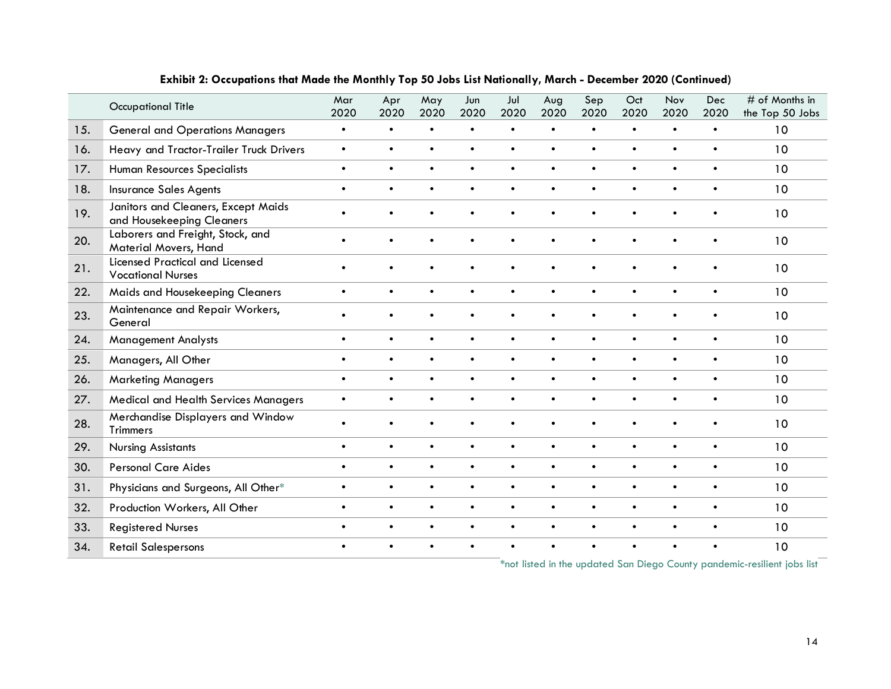**Exhibit 2: Occupations that Made the Monthly Top 50 Jobs List Nationally, March - December 2020 (Continued)**

| | Occupational Title | Mar 2020 | Apr 2020 | May 2020 | Jun 2020 | Jul 2020 | Aug 2020 | Sep 2020 | Oct 2020 | Nov 2020 | Dec 2020 | # of Months in the Top 50 Jobs |
|---|---|---|---|---|---|---|---|---|---|---|---|---|
| 15. | General and Operations Managers | • | • | • | • | • | • | • | • | • | • | 10 |
| 16. | Heavy and Tractor-Trailer Truck Drivers | • | • | • | • | • | • | • | • | • | • | 10 |
| 17. | Human Resources Specialists | • | • | • | • | • | • | • | • | • | • | 10 |
| 18. | Insurance Sales Agents | • | • | • | • | • | • | • | • | • | • | 10 |
| 19. | Janitors and Cleaners, Except Maids and Housekeeping Cleaners | • | • | • | • | • | • | • | • | • | • | 10 |
| 20. | Laborers and Freight, Stock, and Material Movers, Hand | • | • | • | • | • | • | • | • | • | • | 10 |
| 21. | Licensed Practical and Licensed Vocational Nurses | • | • | • | • | • | • | • | • | • | • | 10 |
| 22. | Maids and Housekeeping Cleaners | • | • | • | • | • | • | • | • | • | • | 10 |
| 23. | Maintenance and Repair Workers, General | • | • | • | • | • | • | • | • | • | • | 10 |
| 24. | Management Analysts | • | • | • | • | • | • | • | • | • | • | 10 |
| 25. | Managers, All Other | • | • | • | • | • | • | • | • | • | • | 10 |
| 26. | Marketing Managers | • | • | • | • | • | • | • | • | • | • | 10 |
| 27. | Medical and Health Services Managers | • | • | • | • | • | • | • | • | • | • | 10 |
| 28. | Merchandise Displayers and Window Trimmers | • | • | • | • | • | • | • | • | • | • | 10 |
| 29. | Nursing Assistants | • | • | • | • | • | • | • | • | • | • | 10 |
| 30. | Personal Care Aides | • | • | • | • | • | • | • | • | • | • | 10 |
| 31. | Physicians and Surgeons, All Other* | • | • | • | • | • | • | • | • | • | • | 10 |
| 32. | Production Workers, All Other | • | • | • | • | • | • | • | • | • | • | 10 |
| 33. | Registered Nurses | • | • | • | • | • | • | • | • | • | • | 10 |
| 34. | Retail Salespersons | • | • | • | • | • | • | • | • | • | • | 10 |

*not listed in the updated San Diego County pandemic-resilient jobs list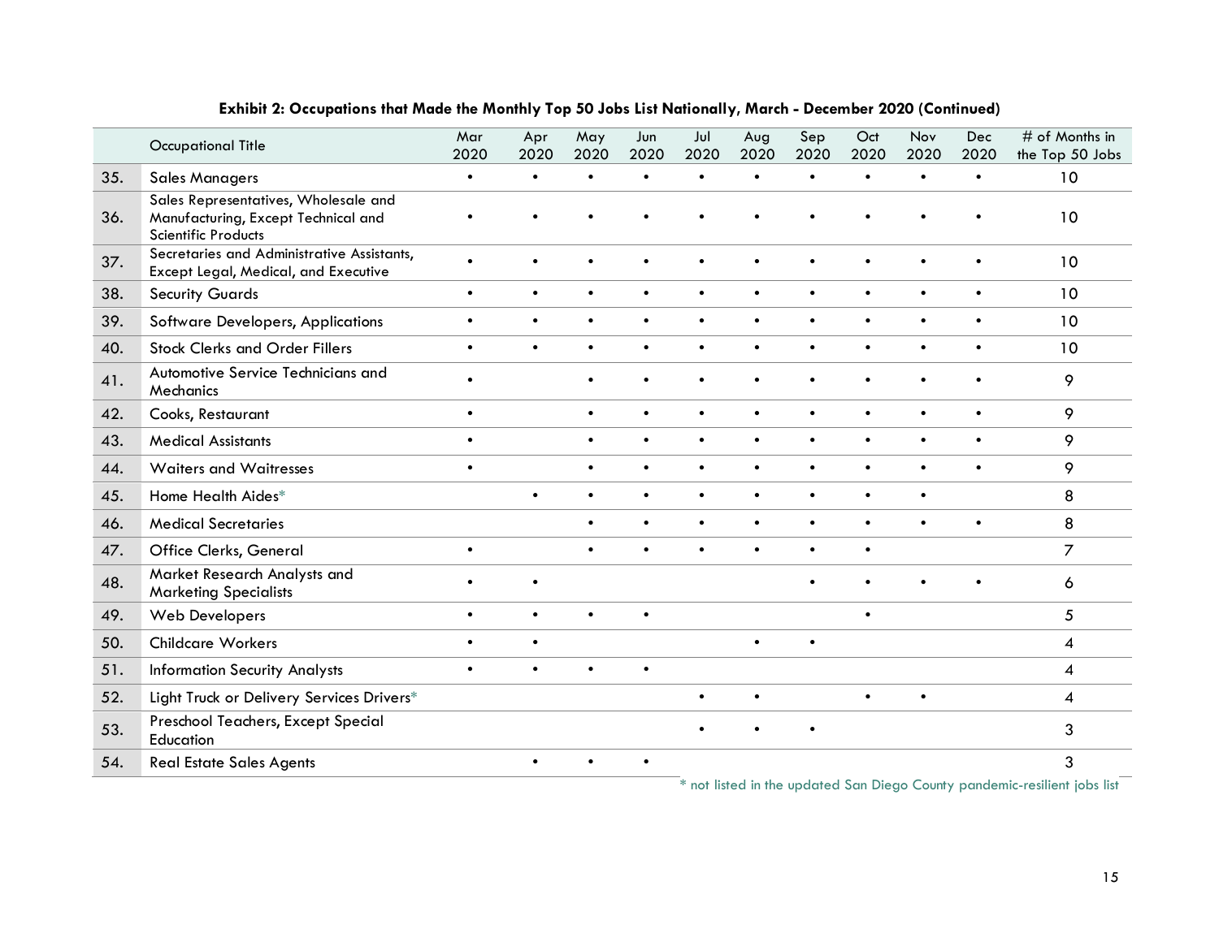**Exhibit 2: Occupations that Made the Monthly Top 50 Jobs List Nationally, March - December 2020 (Continued)**

| | Occupational Title | Mar 2020 | Apr 2020 | May 2020 | Jun 2020 | Jul 2020 | Aug 2020 | Sep 2020 | Oct 2020 | Nov 2020 | Dec 2020 | # of Months in the Top 50 Jobs |
|---|---|---|---|---|---|---|---|---|---|---|---|---|
| 35. | Sales Managers | • | • | • | • | • | • | • | • | • | • | 10 |
| 36. | Sales Representatives, Wholesale and Manufacturing, Except Technical and Scientific Products | • | • | • | • | • | • | • | • | • | • | 10 |
| 37. | Secretaries and Administrative Assistants, Except Legal, Medical, and Executive | • | • | • | • | • | • | • | • | • | • | 10 |
| 38. | Security Guards | • | • | • | • | • | • | • | • | • | • | 10 |
| 39. | Software Developers, Applications | • | • | • | • | • | • | • | • | • | • | 10 |
| 40. | Stock Clerks and Order Fillers | • | • | • | • | • | • | • | • | • | • | 10 |
| 41. | Automotive Service Technicians and Mechanics | • | | • | • | • | • | • | • | • | • | 9 |
| 42. | Cooks, Restaurant | • | | • | • | • | • | • | • | • | • | 9 |
| 43. | Medical Assistants | • | | • | • | • | • | • | • | • | • | 9 |
| 44. | Waiters and Waitresses | • | | • | • | • | • | • | • | • | • | 9 |
| 45. | Home Health Aides* | | • | • | • | • | • | • | • | • | | 8 |
| 46. | Medical Secretaries | | | • | • | • | • | • | • | • | • | 8 |
| 47. | Office Clerks, General | • | | • | • | • | • | • | • | | | 7 |
| 48. | Market Research Analysts and Marketing Specialists | • | • | | | | | • | • | • | • | 6 |
| 49. | Web Developers | • | • | • | • | | | | • | | | 5 |
| 50. | Childcare Workers | • | • | | | | • | • | | | | 4 |
| 51. | Information Security Analysts | • | • | • | • | | | | | | | 4 |
| 52. | Light Truck or Delivery Services Drivers* | | | | | • | • | | • | • | | 4 |
| 53. | Preschool Teachers, Except Special Education | | | | | • | • | • | | | | 3 |
| 54. | Real Estate Sales Agents | | • | • | • | | | | | | | 3 |

* not listed in the updated San Diego County pandemic-resilient jobs list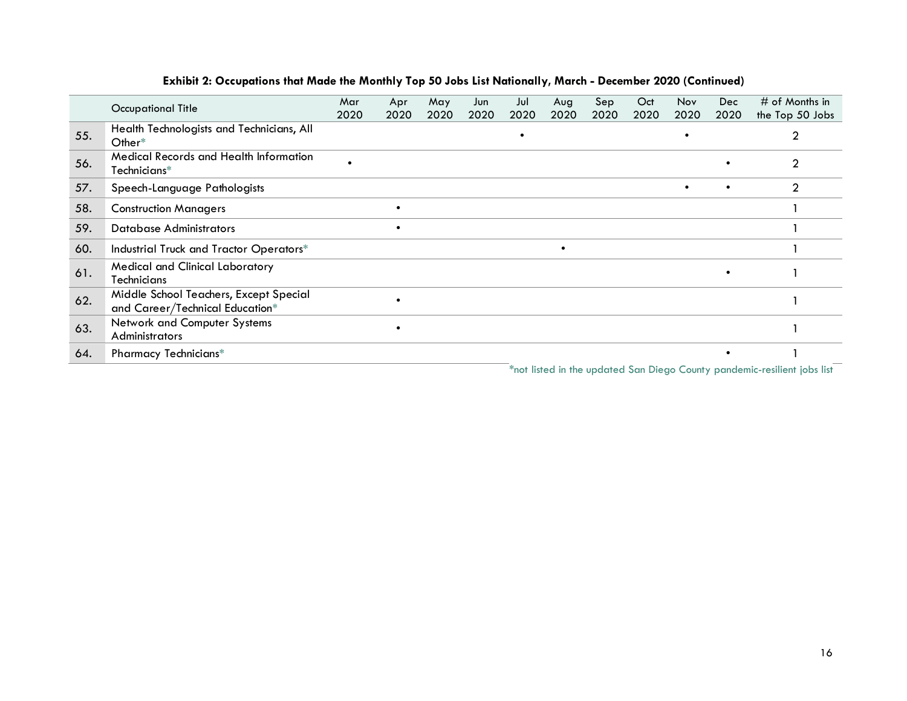**Exhibit 2: Occupations that Made the Monthly Top 50 Jobs List Nationally, March - December 2020 (Continued)**

| | Occupational Title | Mar 2020 | Apr 2020 | May 2020 | Jun 2020 | Jul 2020 | Aug 2020 | Sep 2020 | Oct 2020 | Nov 2020 | Dec 2020 | # of Months in the Top 50 Jobs |
|---|---|---|---|---|---|---|---|---|---|---|---|---|
| 55. | Health Technologists and Technicians, All Other* | | | | | • | | | | • | | 2 |
| 56. | Medical Records and Health Information Technicians* | • | | | | | | | | | • | 2 |
| 57. | Speech-Language Pathologists | | | | | | | | | • | • | 2 |
| 58. | Construction Managers | | • | | | | | | | | | 1 |
| 59. | Database Administrators | | • | | | | | | | | | 1 |
| 60. | Industrial Truck and Tractor Operators* | | | | | | • | | | | | 1 |
| 61. | Medical and Clinical Laboratory Technicians | | | | | | | | | | • | 1 |
| 62. | Middle School Teachers, Except Special and Career/Technical Education* | | • | | | | | | | | | 1 |
| 63. | Network and Computer Systems Administrators | | • | | | | | | | | | 1 |
| 64. | Pharmacy Technicians* | | | | | | | | | | • | 1 |

*not listed in the updated San Diego County pandemic-resilient jobs list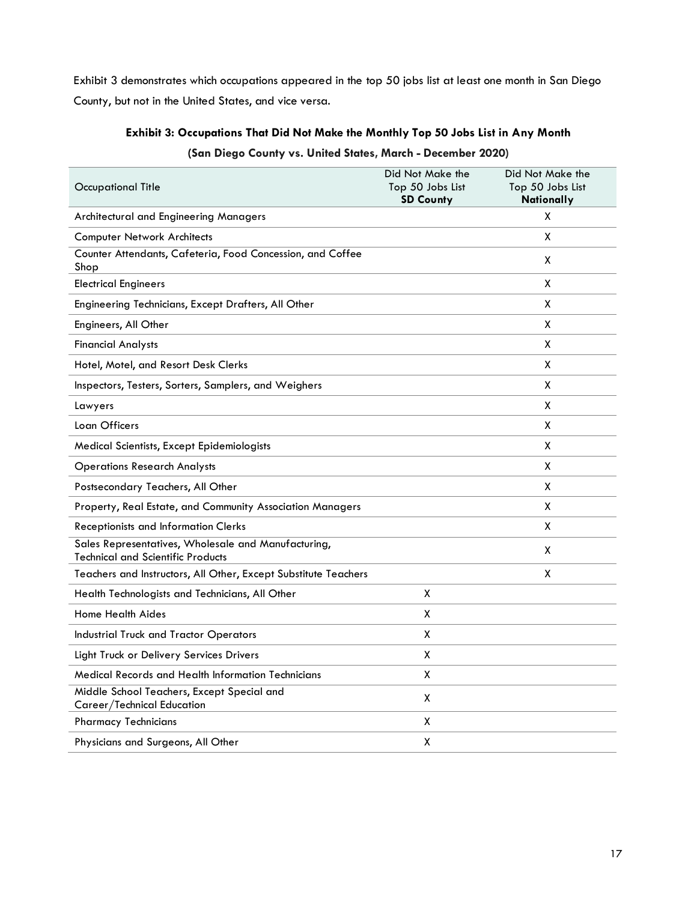Exhibit 3 demonstrates which occupations appeared in the top 50 jobs list at least one month in San Diego County, but not in the United States, and vice versa.

**Exhibit 3: Occupations That Did Not Make the Monthly Top 50 Jobs List in Any Month**

**(San Diego County vs. United States, March - December 2020)**

| Occupational Title | Did Not Make the Top 50 Jobs List **SD County** | Did Not Make the Top 50 Jobs List **Nationally** |
|---|---|---|
| Architectural and Engineering Managers | | X |
| Computer Network Architects | | X |
| Counter Attendants, Cafeteria, Food Concession, and Coffee Shop | | X |
| Electrical Engineers | | X |
| Engineering Technicians, Except Drafters, All Other | | X |
| Engineers, All Other | | X |
| Financial Analysts | | X |
| Hotel, Motel, and Resort Desk Clerks | | X |
| Inspectors, Testers, Sorters, Samplers, and Weighers | | X |
| Lawyers | | X |
| Loan Officers | | X |
| Medical Scientists, Except Epidemiologists | | X |
| Operations Research Analysts | | X |
| Postsecondary Teachers, All Other | | X |
| Property, Real Estate, and Community Association Managers | | X |
| Receptionists and Information Clerks | | X |
| Sales Representatives, Wholesale and Manufacturing, Technical and Scientific Products | | X |
| Teachers and Instructors, All Other, Except Substitute Teachers | | X |
| Health Technologists and Technicians, All Other | X | |
| Home Health Aides | X | |
| Industrial Truck and Tractor Operators | X | |
| Light Truck or Delivery Services Drivers | X | |
| Medical Records and Health Information Technicians | X | |
| Middle School Teachers, Except Special and Career/Technical Education | X | |
| Pharmacy Technicians | X | |
| Physicians and Surgeons, All Other | X | |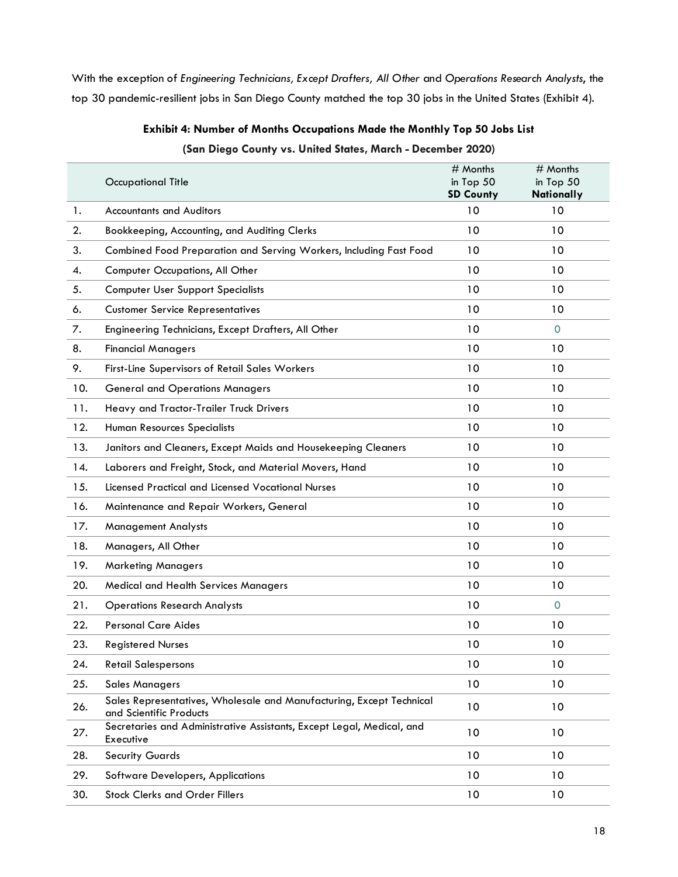With the exception of *Engineering Technicians, Except Drafters, All Other* and *Operations Research Analysts*, the top 30 pandemic-resilient jobs in San Diego County matched the top 30 jobs in the United States (Exhibit 4).

**Exhibit 4: Number of Months Occupations Made the Monthly Top 50 Jobs List**

**(San Diego County vs. United States, March - December 2020)**

| | Occupational Title | # Months in Top 50 **SD County** | # Months in Top 50 **Nationally** |
|---|---|---|---|
| 1. | Accountants and Auditors | 10 | 10 |
| 2. | Bookkeeping, Accounting, and Auditing Clerks | 10 | 10 |
| 3. | Combined Food Preparation and Serving Workers, Including Fast Food | 10 | 10 |
| 4. | Computer Occupations, All Other | 10 | 10 |
| 5. | Computer User Support Specialists | 10 | 10 |
| 6. | Customer Service Representatives | 10 | 10 |
| 7. | Engineering Technicians, Except Drafters, All Other | 10 | 0 |
| 8. | Financial Managers | 10 | 10 |
| 9. | First-Line Supervisors of Retail Sales Workers | 10 | 10 |
| 10. | General and Operations Managers | 10 | 10 |
| 11. | Heavy and Tractor-Trailer Truck Drivers | 10 | 10 |
| 12. | Human Resources Specialists | 10 | 10 |
| 13. | Janitors and Cleaners, Except Maids and Housekeeping Cleaners | 10 | 10 |
| 14. | Laborers and Freight, Stock, and Material Movers, Hand | 10 | 10 |
| 15. | Licensed Practical and Licensed Vocational Nurses | 10 | 10 |
| 16. | Maintenance and Repair Workers, General | 10 | 10 |
| 17. | Management Analysts | 10 | 10 |
| 18. | Managers, All Other | 10 | 10 |
| 19. | Marketing Managers | 10 | 10 |
| 20. | Medical and Health Services Managers | 10 | 10 |
| 21. | Operations Research Analysts | 10 | 0 |
| 22. | Personal Care Aides | 10 | 10 |
| 23. | Registered Nurses | 10 | 10 |
| 24. | Retail Salespersons | 10 | 10 |
| 25. | Sales Managers | 10 | 10 |
| 26. | Sales Representatives, Wholesale and Manufacturing, Except Technical and Scientific Products | 10 | 10 |
| 27. | Secretaries and Administrative Assistants, Except Legal, Medical, and Executive | 10 | 10 |
| 28. | Security Guards | 10 | 10 |
| 29. | Software Developers, Applications | 10 | 10 |
| 30. | Stock Clerks and Order Fillers | 10 | 10 |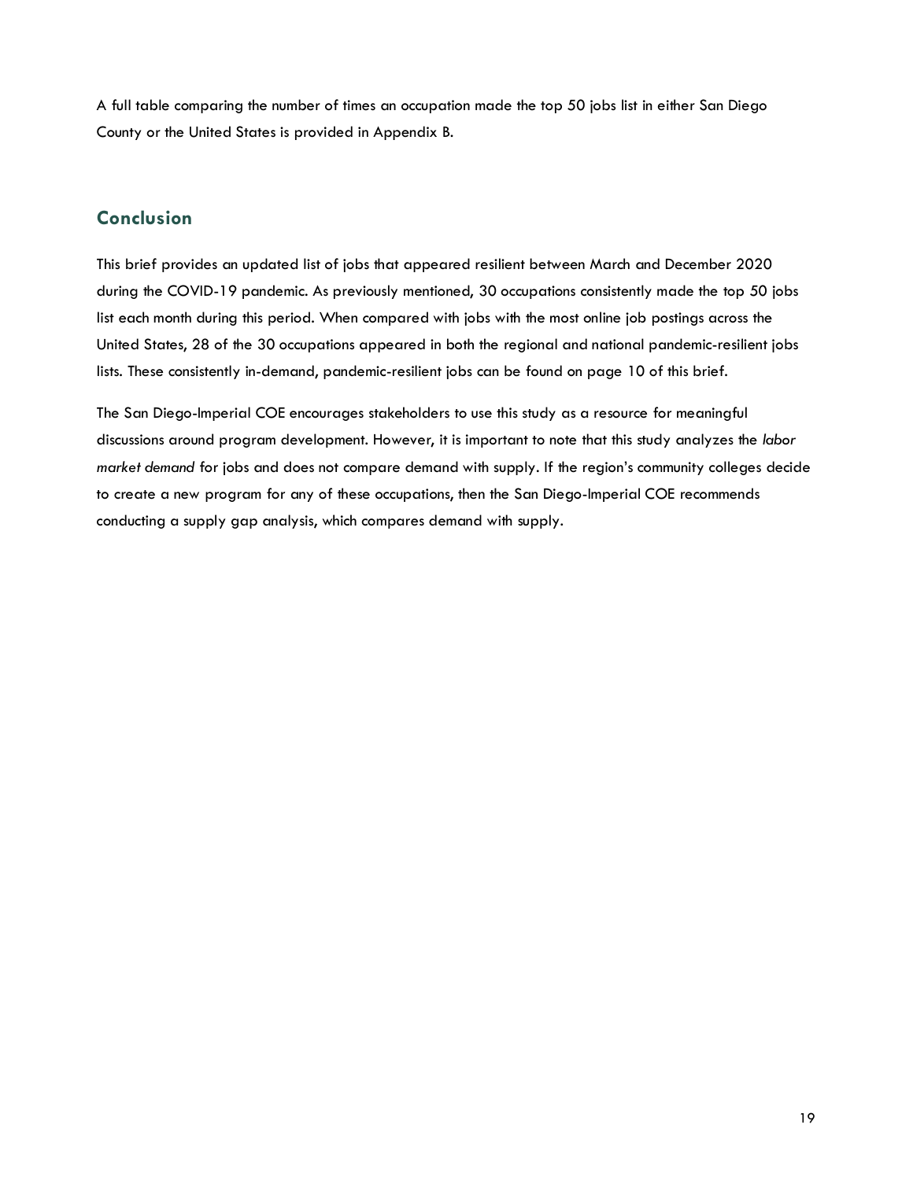A full table comparing the number of times an occupation made the top 50 jobs list in either San Diego County or the United States is provided in Appendix B.

## Conclusion

This brief provides an updated list of jobs that appeared resilient between March and December 2020 during the COVID-19 pandemic. As previously mentioned, 30 occupations consistently made the top 50 jobs list each month during this period. When compared with jobs with the most online job postings across the United States, 28 of the 30 occupations appeared in both the regional and national pandemic-resilient jobs lists. These consistently in-demand, pandemic-resilient jobs can be found on page 10 of this brief.

The San Diego-Imperial COE encourages stakeholders to use this study as a resource for meaningful discussions around program development. However, it is important to note that this study analyzes the *labor market demand* for jobs and does not compare demand with supply. If the region's community colleges decide to create a new program for any of these occupations, then the San Diego-Imperial COE recommends conducting a supply gap analysis, which compares demand with supply.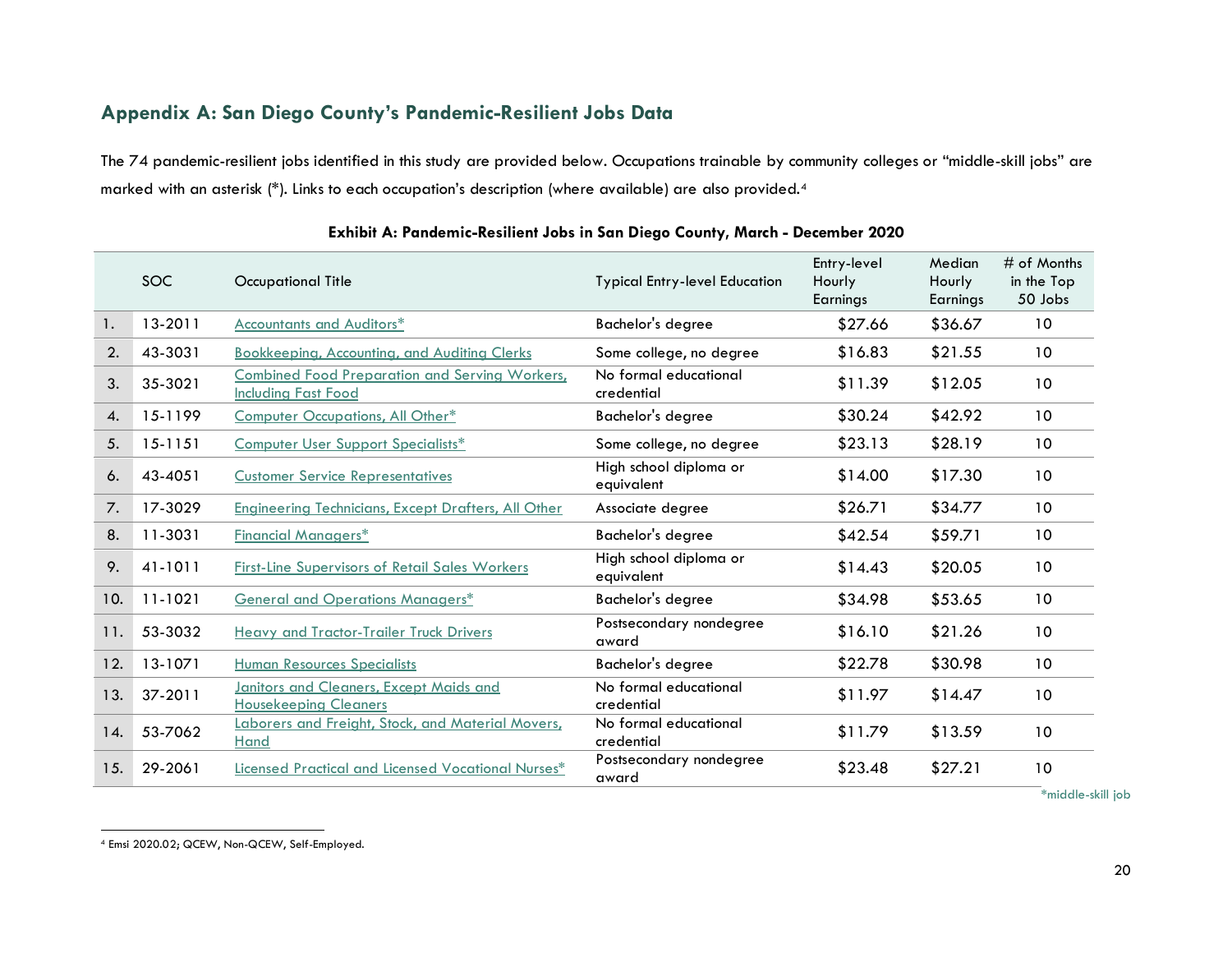## Appendix A: San Diego County's Pandemic-Resilient Jobs Data

The 74 pandemic-resilient jobs identified in this study are provided below. Occupations trainable by community colleges or "middle-skill jobs" are marked with an asterisk (*). Links to each occupation's description (where available) are also provided.[4]

**Exhibit A: Pandemic-Resilient Jobs in San Diego County, March - December 2020**

| | SOC | Occupational Title | Typical Entry-level Education | Entry-level Hourly Earnings | Median Hourly Earnings | # of Months in the Top 50 Jobs |
|---|---|---|---|---|---|---|
| 1. | 13-2011 | Accountants and Auditors* | Bachelor's degree | $27.66 | $36.67 | 10 |
| 2. | 43-3031 | Bookkeeping, Accounting, and Auditing Clerks | Some college, no degree | $16.83 | $21.55 | 10 |
| 3. | 35-3021 | Combined Food Preparation and Serving Workers, Including Fast Food | No formal educational credential | $11.39 | $12.05 | 10 |
| 4. | 15-1199 | Computer Occupations, All Other* | Bachelor's degree | $30.24 | $42.92 | 10 |
| 5. | 15-1151 | Computer User Support Specialists* | Some college, no degree | $23.13 | $28.19 | 10 |
| 6. | 43-4051 | Customer Service Representatives | High school diploma or equivalent | $14.00 | $17.30 | 10 |
| 7. | 17-3029 | Engineering Technicians, Except Drafters, All Other | Associate degree | $26.71 | $34.77 | 10 |
| 8. | 11-3031 | Financial Managers* | Bachelor's degree | $42.54 | $59.71 | 10 |
| 9. | 41-1011 | First-Line Supervisors of Retail Sales Workers | High school diploma or equivalent | $14.43 | $20.05 | 10 |
| 10. | 11-1021 | General and Operations Managers* | Bachelor's degree | $34.98 | $53.65 | 10 |
| 11. | 53-3032 | Heavy and Tractor-Trailer Truck Drivers | Postsecondary nondegree award | $16.10 | $21.26 | 10 |
| 12. | 13-1071 | Human Resources Specialists | Bachelor's degree | $22.78 | $30.98 | 10 |
| 13. | 37-2011 | Janitors and Cleaners, Except Maids and Housekeeping Cleaners | No formal educational credential | $11.97 | $14.47 | 10 |
| 14. | 53-7062 | Laborers and Freight, Stock, and Material Movers, Hand | No formal educational credential | $11.79 | $13.59 | 10 |
| 15. | 29-2061 | Licensed Practical and Licensed Vocational Nurses* | Postsecondary nondegree award | $23.48 | $27.21 | 10 |

*middle-skill job

[4] Emsi 2020.02; QCEW, Non-QCEW, Self-Employed.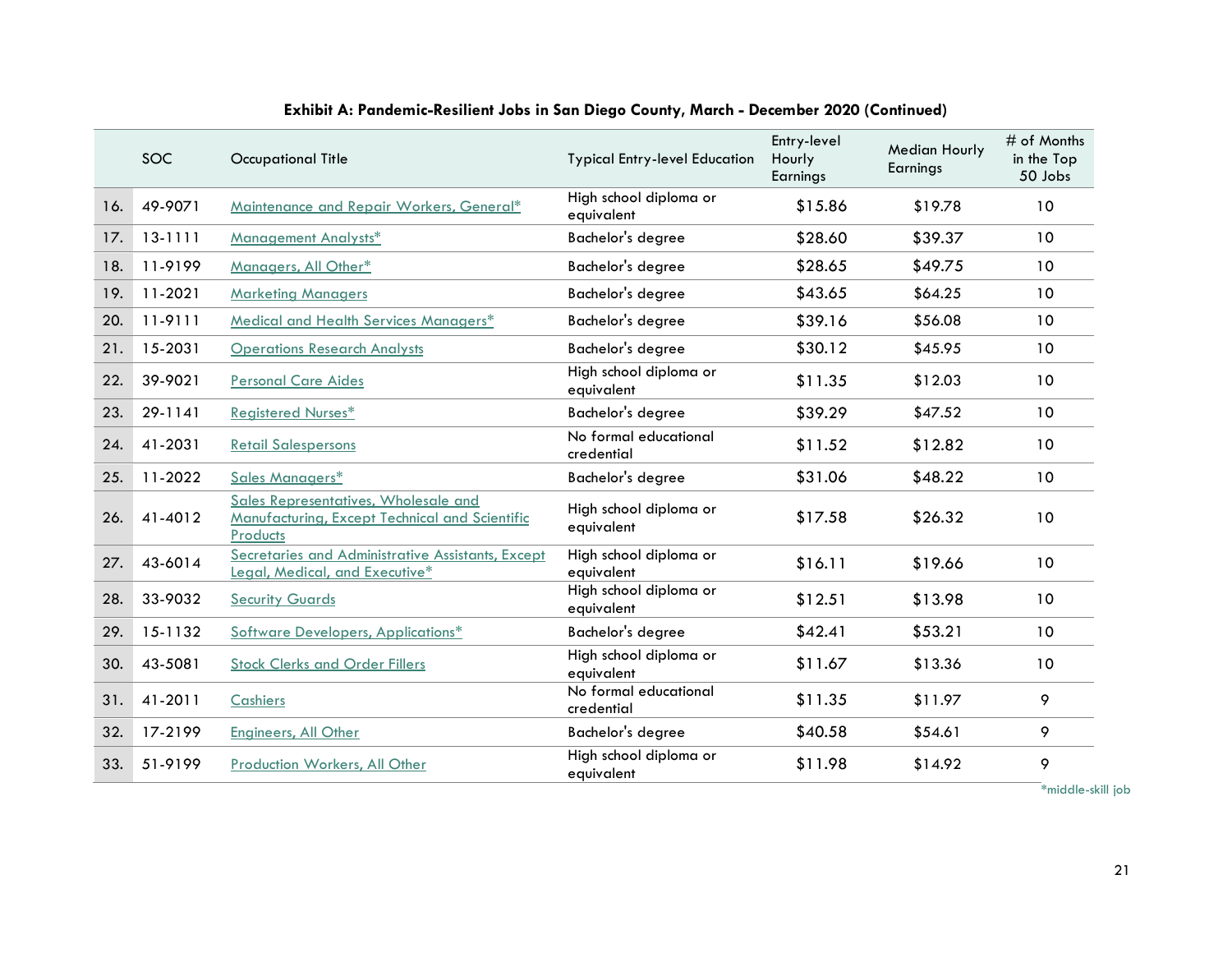**Exhibit A: Pandemic-Resilient Jobs in San Diego County, March - December 2020 (Continued)**

| | SOC | Occupational Title | Typical Entry-level Education | Entry-level Hourly Earnings | Median Hourly Earnings | # of Months in the Top 50 Jobs |
|---|---|---|---|---|---|---|
| 16. | 49-9071 | Maintenance and Repair Workers, General* | High school diploma or equivalent | $15.86 | $19.78 | 10 |
| 17. | 13-1111 | Management Analysts* | Bachelor's degree | $28.60 | $39.37 | 10 |
| 18. | 11-9199 | Managers, All Other* | Bachelor's degree | $28.65 | $49.75 | 10 |
| 19. | 11-2021 | Marketing Managers | Bachelor's degree | $43.65 | $64.25 | 10 |
| 20. | 11-9111 | Medical and Health Services Managers* | Bachelor's degree | $39.16 | $56.08 | 10 |
| 21. | 15-2031 | Operations Research Analysts | Bachelor's degree | $30.12 | $45.95 | 10 |
| 22. | 39-9021 | Personal Care Aides | High school diploma or equivalent | $11.35 | $12.03 | 10 |
| 23. | 29-1141 | Registered Nurses* | Bachelor's degree | $39.29 | $47.52 | 10 |
| 24. | 41-2031 | Retail Salespersons | No formal educational credential | $11.52 | $12.82 | 10 |
| 25. | 11-2022 | Sales Managers* | Bachelor's degree | $31.06 | $48.22 | 10 |
| 26. | 41-4012 | Sales Representatives, Wholesale and Manufacturing, Except Technical and Scientific Products | High school diploma or equivalent | $17.58 | $26.32 | 10 |
| 27. | 43-6014 | Secretaries and Administrative Assistants, Except Legal, Medical, and Executive* | High school diploma or equivalent | $16.11 | $19.66 | 10 |
| 28. | 33-9032 | Security Guards | High school diploma or equivalent | $12.51 | $13.98 | 10 |
| 29. | 15-1132 | Software Developers, Applications* | Bachelor's degree | $42.41 | $53.21 | 10 |
| 30. | 43-5081 | Stock Clerks and Order Fillers | High school diploma or equivalent | $11.67 | $13.36 | 10 |
| 31. | 41-2011 | Cashiers | No formal educational credential | $11.35 | $11.97 | 9 |
| 32. | 17-2199 | Engineers, All Other | Bachelor's degree | $40.58 | $54.61 | 9 |
| 33. | 51-9199 | Production Workers, All Other | High school diploma or equivalent | $11.98 | $14.92 | 9 |

*middle-skill job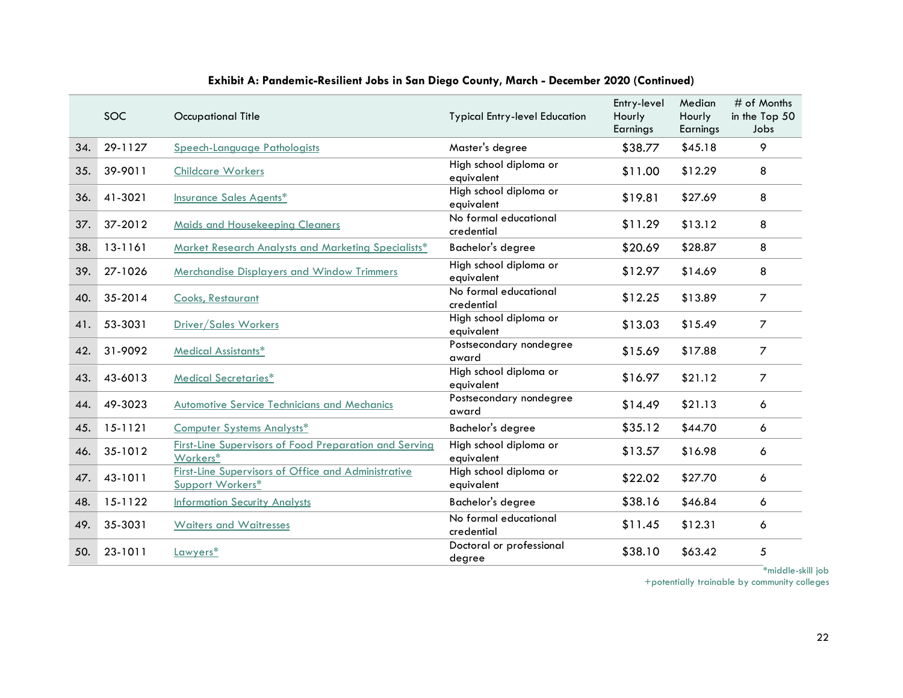**Exhibit A: Pandemic-Resilient Jobs in San Diego County, March - December 2020 (Continued)**

| | SOC | Occupational Title | Typical Entry-level Education | Entry-level Hourly Earnings | Median Hourly Earnings | # of Months in the Top 50 Jobs |
|---|---|---|---|---|---|---|
| 34. | 29-1127 | Speech-Language Pathologists | Master's degree | $38.77 | $45.18 | 9 |
| 35. | 39-9011 | Childcare Workers | High school diploma or equivalent | $11.00 | $12.29 | 8 |
| 36. | 41-3021 | Insurance Sales Agents* | High school diploma or equivalent | $19.81 | $27.69 | 8 |
| 37. | 37-2012 | Maids and Housekeeping Cleaners | No formal educational credential | $11.29 | $13.12 | 8 |
| 38. | 13-1161 | Market Research Analysts and Marketing Specialists* | Bachelor's degree | $20.69 | $28.87 | 8 |
| 39. | 27-1026 | Merchandise Displayers and Window Trimmers | High school diploma or equivalent | $12.97 | $14.69 | 8 |
| 40. | 35-2014 | Cooks, Restaurant | No formal educational credential | $12.25 | $13.89 | 7 |
| 41. | 53-3031 | Driver/Sales Workers | High school diploma or equivalent | $13.03 | $15.49 | 7 |
| 42. | 31-9092 | Medical Assistants* | Postsecondary nondegree award | $15.69 | $17.88 | 7 |
| 43. | 43-6013 | Medical Secretaries* | High school diploma or equivalent | $16.97 | $21.12 | 7 |
| 44. | 49-3023 | Automotive Service Technicians and Mechanics | Postsecondary nondegree award | $14.49 | $21.13 | 6 |
| 45. | 15-1121 | Computer Systems Analysts* | Bachelor's degree | $35.12 | $44.70 | 6 |
| 46. | 35-1012 | First-Line Supervisors of Food Preparation and Serving Workers* | High school diploma or equivalent | $13.57 | $16.98 | 6 |
| 47. | 43-1011 | First-Line Supervisors of Office and Administrative Support Workers* | High school diploma or equivalent | $22.02 | $27.70 | 6 |
| 48. | 15-1122 | Information Security Analysts | Bachelor's degree | $38.16 | $46.84 | 6 |
| 49. | 35-3031 | Waiters and Waitresses | No formal educational credential | $11.45 | $12.31 | 6 |
| 50. | 23-1011 | Lawyers* | Doctoral or professional degree | $38.10 | $63.42 | 5 |

*middle-skill job
+potentially trainable by community colleges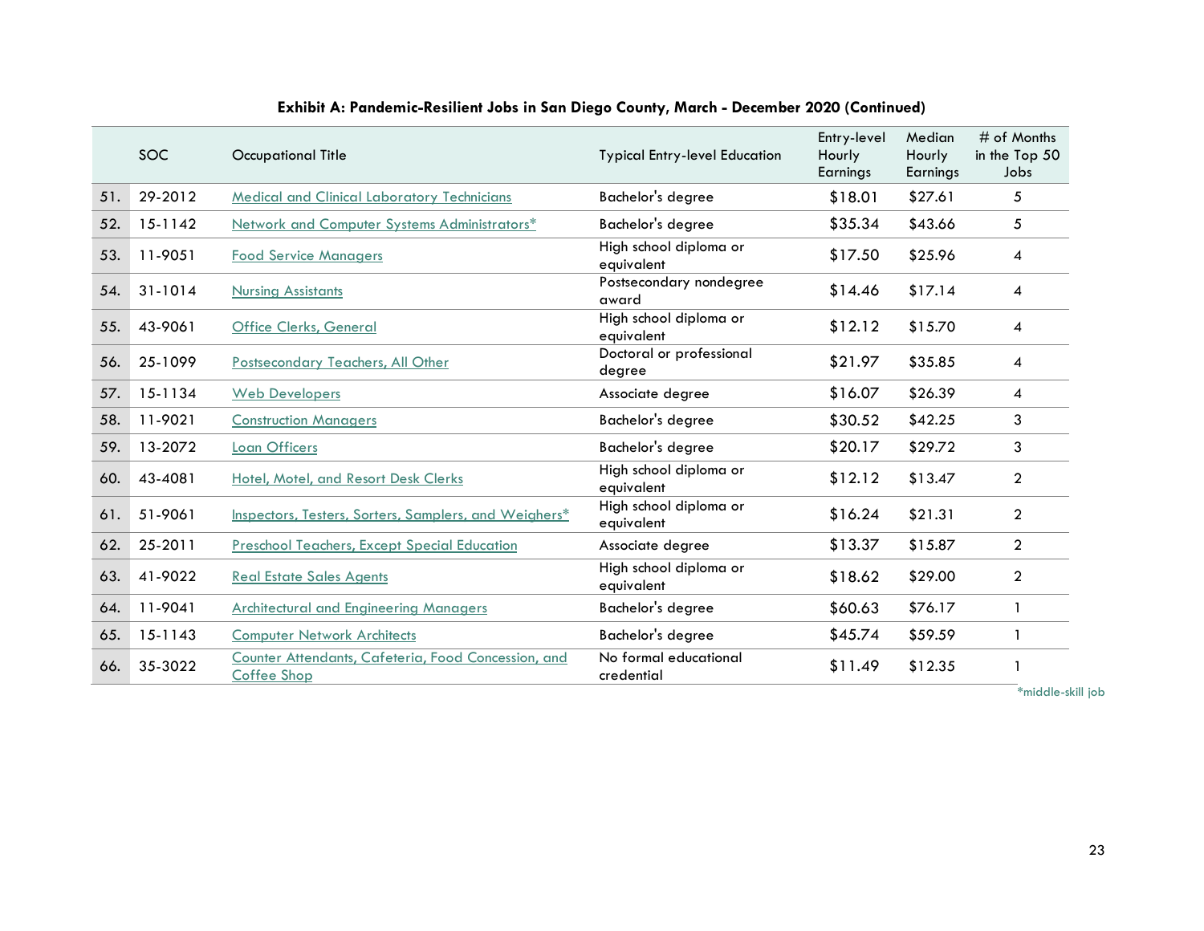**Exhibit A: Pandemic-Resilient Jobs in San Diego County, March - December 2020 (Continued)**

| | SOC | Occupational Title | Typical Entry-level Education | Entry-level Hourly Earnings | Median Hourly Earnings | # of Months in the Top 50 Jobs |
|---|---|---|---|---|---|---|
| 51. | 29-2012 | Medical and Clinical Laboratory Technicians | Bachelor's degree | $18.01 | $27.61 | 5 |
| 52. | 15-1142 | Network and Computer Systems Administrators* | Bachelor's degree | $35.34 | $43.66 | 5 |
| 53. | 11-9051 | Food Service Managers | High school diploma or equivalent | $17.50 | $25.96 | 4 |
| 54. | 31-1014 | Nursing Assistants | Postsecondary nondegree award | $14.46 | $17.14 | 4 |
| 55. | 43-9061 | Office Clerks, General | High school diploma or equivalent | $12.12 | $15.70 | 4 |
| 56. | 25-1099 | Postsecondary Teachers, All Other | Doctoral or professional degree | $21.97 | $35.85 | 4 |
| 57. | 15-1134 | Web Developers | Associate degree | $16.07 | $26.39 | 4 |
| 58. | 11-9021 | Construction Managers | Bachelor's degree | $30.52 | $42.25 | 3 |
| 59. | 13-2072 | Loan Officers | Bachelor's degree | $20.17 | $29.72 | 3 |
| 60. | 43-4081 | Hotel, Motel, and Resort Desk Clerks | High school diploma or equivalent | $12.12 | $13.47 | 2 |
| 61. | 51-9061 | Inspectors, Testers, Sorters, Samplers, and Weighers* | High school diploma or equivalent | $16.24 | $21.31 | 2 |
| 62. | 25-2011 | Preschool Teachers, Except Special Education | Associate degree | $13.37 | $15.87 | 2 |
| 63. | 41-9022 | Real Estate Sales Agents | High school diploma or equivalent | $18.62 | $29.00 | 2 |
| 64. | 11-9041 | Architectural and Engineering Managers | Bachelor's degree | $60.63 | $76.17 | 1 |
| 65. | 15-1143 | Computer Network Architects | Bachelor's degree | $45.74 | $59.59 | 1 |
| 66. | 35-3022 | Counter Attendants, Cafeteria, Food Concession, and Coffee Shop | No formal educational credential | $11.49 | $12.35 | 1 |

*middle-skill job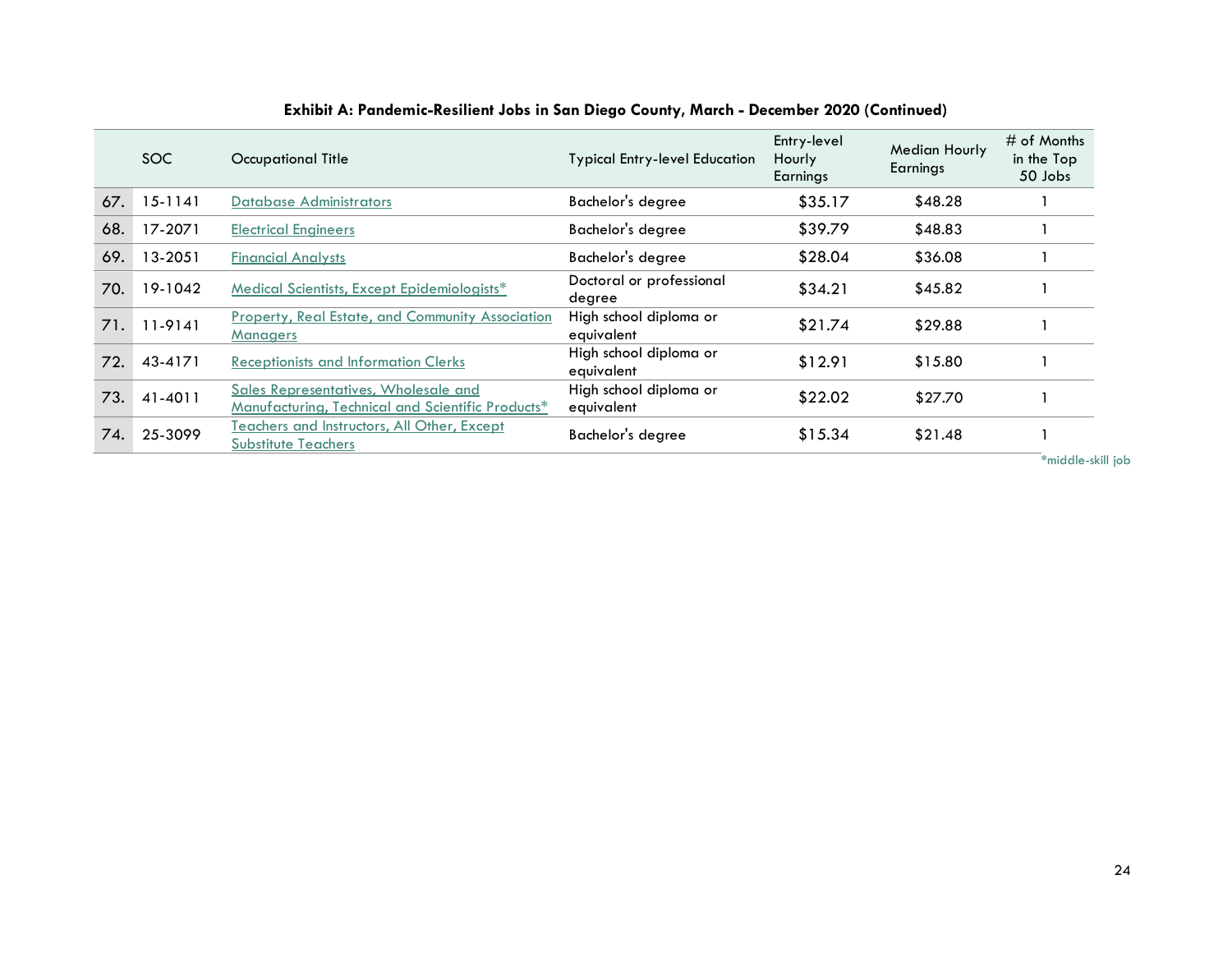**Exhibit A: Pandemic-Resilient Jobs in San Diego County, March - December 2020 (Continued)**

| | SOC | Occupational Title | Typical Entry-level Education | Entry-level Hourly Earnings | Median Hourly Earnings | # of Months in the Top 50 Jobs |
|---|---|---|---|---|---|---|
| 67. | 15-1141 | Database Administrators | Bachelor's degree | $35.17 | $48.28 | 1 |
| 68. | 17-2071 | Electrical Engineers | Bachelor's degree | $39.79 | $48.83 | 1 |
| 69. | 13-2051 | Financial Analysts | Bachelor's degree | $28.04 | $36.08 | 1 |
| 70. | 19-1042 | Medical Scientists, Except Epidemiologists* | Doctoral or professional degree | $34.21 | $45.82 | 1 |
| 71. | 11-9141 | Property, Real Estate, and Community Association Managers | High school diploma or equivalent | $21.74 | $29.88 | 1 |
| 72. | 43-4171 | Receptionists and Information Clerks | High school diploma or equivalent | $12.91 | $15.80 | 1 |
| 73. | 41-4011 | Sales Representatives, Wholesale and Manufacturing, Technical and Scientific Products* | High school diploma or equivalent | $22.02 | $27.70 | 1 |
| 74. | 25-3099 | Teachers and Instructors, All Other, Except Substitute Teachers | Bachelor's degree | $15.34 | $21.48 | 1 |

*middle-skill job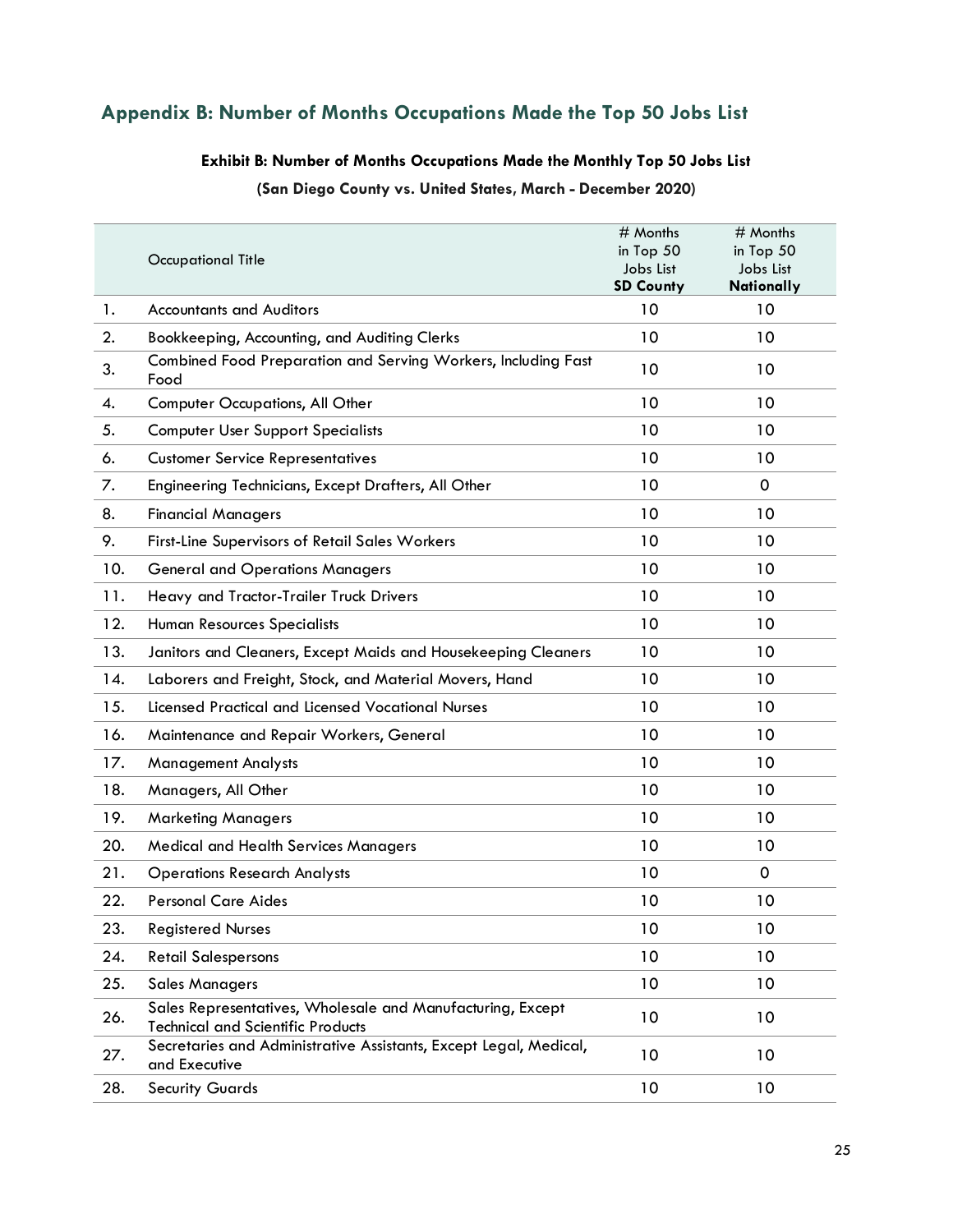## Appendix B: Number of Months Occupations Made the Top 50 Jobs List

**Exhibit B: Number of Months Occupations Made the Monthly Top 50 Jobs List**

**(San Diego County vs. United States, March - December 2020)**

| | Occupational Title | # Months in Top 50 Jobs List **SD County** | # Months in Top 50 Jobs List **Nationally** |
|---|---|---|---|
| 1. | Accountants and Auditors | 10 | 10 |
| 2. | Bookkeeping, Accounting, and Auditing Clerks | 10 | 10 |
| 3. | Combined Food Preparation and Serving Workers, Including Fast Food | 10 | 10 |
| 4. | Computer Occupations, All Other | 10 | 10 |
| 5. | Computer User Support Specialists | 10 | 10 |
| 6. | Customer Service Representatives | 10 | 10 |
| 7. | Engineering Technicians, Except Drafters, All Other | 10 | 0 |
| 8. | Financial Managers | 10 | 10 |
| 9. | First-Line Supervisors of Retail Sales Workers | 10 | 10 |
| 10. | General and Operations Managers | 10 | 10 |
| 11. | Heavy and Tractor-Trailer Truck Drivers | 10 | 10 |
| 12. | Human Resources Specialists | 10 | 10 |
| 13. | Janitors and Cleaners, Except Maids and Housekeeping Cleaners | 10 | 10 |
| 14. | Laborers and Freight, Stock, and Material Movers, Hand | 10 | 10 |
| 15. | Licensed Practical and Licensed Vocational Nurses | 10 | 10 |
| 16. | Maintenance and Repair Workers, General | 10 | 10 |
| 17. | Management Analysts | 10 | 10 |
| 18. | Managers, All Other | 10 | 10 |
| 19. | Marketing Managers | 10 | 10 |
| 20. | Medical and Health Services Managers | 10 | 10 |
| 21. | Operations Research Analysts | 10 | 0 |
| 22. | Personal Care Aides | 10 | 10 |
| 23. | Registered Nurses | 10 | 10 |
| 24. | Retail Salespersons | 10 | 10 |
| 25. | Sales Managers | 10 | 10 |
| 26. | Sales Representatives, Wholesale and Manufacturing, Except Technical and Scientific Products | 10 | 10 |
| 27. | Secretaries and Administrative Assistants, Except Legal, Medical, and Executive | 10 | 10 |
| 28. | Security Guards | 10 | 10 |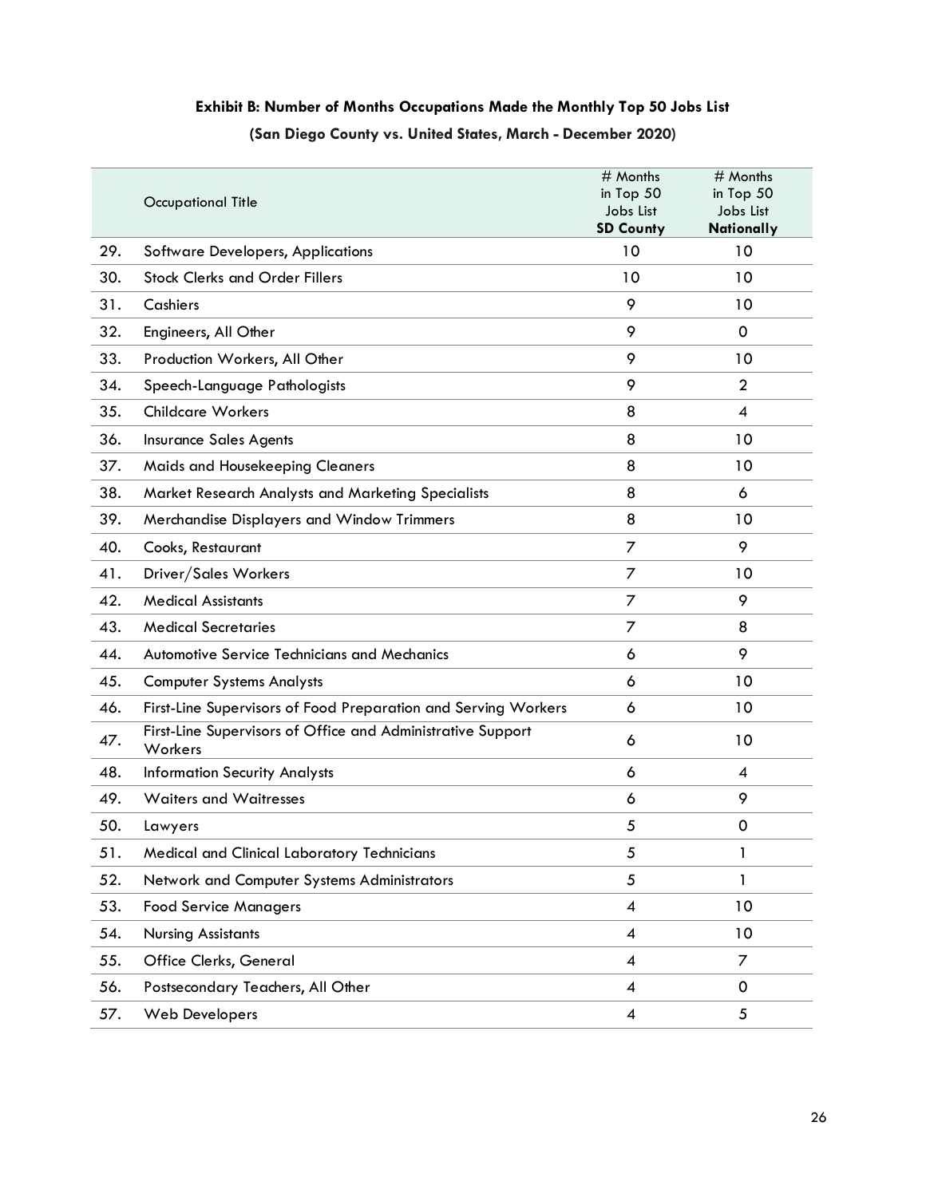**Exhibit B: Number of Months Occupations Made the Monthly Top 50 Jobs List**

**(San Diego County vs. United States, March - December 2020)**

| | Occupational Title | # Months in Top 50 Jobs List **SD County** | # Months in Top 50 Jobs List **Nationally** |
|---|---|---|---|
| 29. | Software Developers, Applications | 10 | 10 |
| 30. | Stock Clerks and Order Fillers | 10 | 10 |
| 31. | Cashiers | 9 | 10 |
| 32. | Engineers, All Other | 9 | 0 |
| 33. | Production Workers, All Other | 9 | 10 |
| 34. | Speech-Language Pathologists | 9 | 2 |
| 35. | Childcare Workers | 8 | 4 |
| 36. | Insurance Sales Agents | 8 | 10 |
| 37. | Maids and Housekeeping Cleaners | 8 | 10 |
| 38. | Market Research Analysts and Marketing Specialists | 8 | 6 |
| 39. | Merchandise Displayers and Window Trimmers | 8 | 10 |
| 40. | Cooks, Restaurant | 7 | 9 |
| 41. | Driver/Sales Workers | 7 | 10 |
| 42. | Medical Assistants | 7 | 9 |
| 43. | Medical Secretaries | 7 | 8 |
| 44. | Automotive Service Technicians and Mechanics | 6 | 9 |
| 45. | Computer Systems Analysts | 6 | 10 |
| 46. | First-Line Supervisors of Food Preparation and Serving Workers | 6 | 10 |
| 47. | First-Line Supervisors of Office and Administrative Support Workers | 6 | 10 |
| 48. | Information Security Analysts | 6 | 4 |
| 49. | Waiters and Waitresses | 6 | 9 |
| 50. | Lawyers | 5 | 0 |
| 51. | Medical and Clinical Laboratory Technicians | 5 | 1 |
| 52. | Network and Computer Systems Administrators | 5 | 1 |
| 53. | Food Service Managers | 4 | 10 |
| 54. | Nursing Assistants | 4 | 10 |
| 55. | Office Clerks, General | 4 | 7 |
| 56. | Postsecondary Teachers, All Other | 4 | 0 |
| 57. | Web Developers | 4 | 5 |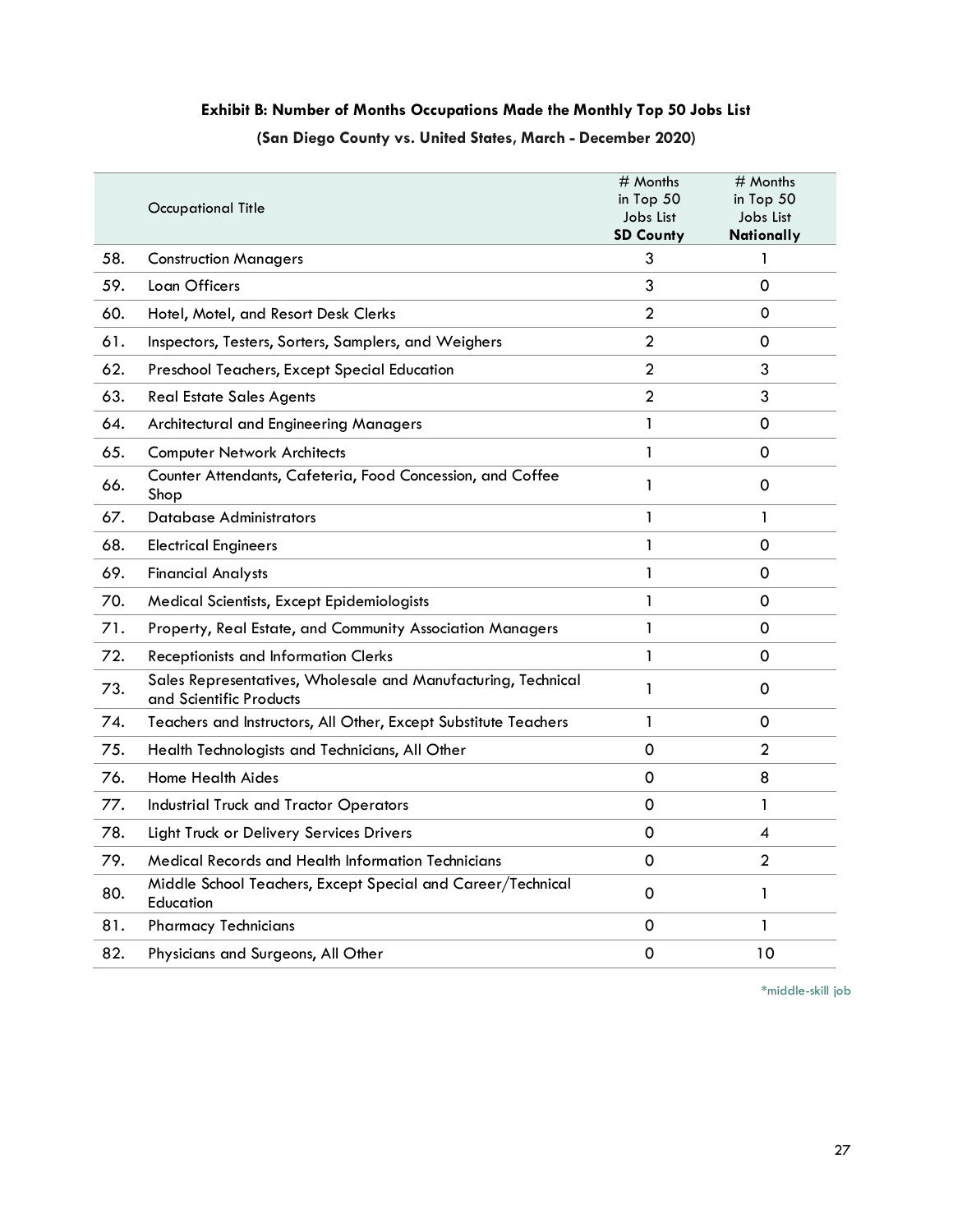### Exhibit B: Number of Months Occupations Made the Monthly Top 50 Jobs List

#### (San Diego County vs. United States, March - December 2020)

| | Occupational Title | # Months in Top 50 Jobs List **SD County** | # Months in Top 50 Jobs List **Nationally** |
|---|---|---|---|
| 58. | Construction Managers | 3 | 1 |
| 59. | Loan Officers | 3 | 0 |
| 60. | Hotel, Motel, and Resort Desk Clerks | 2 | 0 |
| 61. | Inspectors, Testers, Sorters, Samplers, and Weighers | 2 | 0 |
| 62. | Preschool Teachers, Except Special Education | 2 | 3 |
| 63. | Real Estate Sales Agents | 2 | 3 |
| 64. | Architectural and Engineering Managers | 1 | 0 |
| 65. | Computer Network Architects | 1 | 0 |
| 66. | Counter Attendants, Cafeteria, Food Concession, and Coffee Shop | 1 | 0 |
| 67. | Database Administrators | 1 | 1 |
| 68. | Electrical Engineers | 1 | 0 |
| 69. | Financial Analysts | 1 | 0 |
| 70. | Medical Scientists, Except Epidemiologists | 1 | 0 |
| 71. | Property, Real Estate, and Community Association Managers | 1 | 0 |
| 72. | Receptionists and Information Clerks | 1 | 0 |
| 73. | Sales Representatives, Wholesale and Manufacturing, Technical and Scientific Products | 1 | 0 |
| 74. | Teachers and Instructors, All Other, Except Substitute Teachers | 1 | 0 |
| 75. | Health Technologists and Technicians, All Other | 0 | 2 |
| 76. | Home Health Aides | 0 | 8 |
| 77. | Industrial Truck and Tractor Operators | 0 | 1 |
| 78. | Light Truck or Delivery Services Drivers | 0 | 4 |
| 79. | Medical Records and Health Information Technicians | 0 | 2 |
| 80. | Middle School Teachers, Except Special and Career/Technical Education | 0 | 1 |
| 81. | Pharmacy Technicians | 0 | 1 |
| 82. | Physicians and Surgeons, All Other | 0 | 10 |

*middle-skill job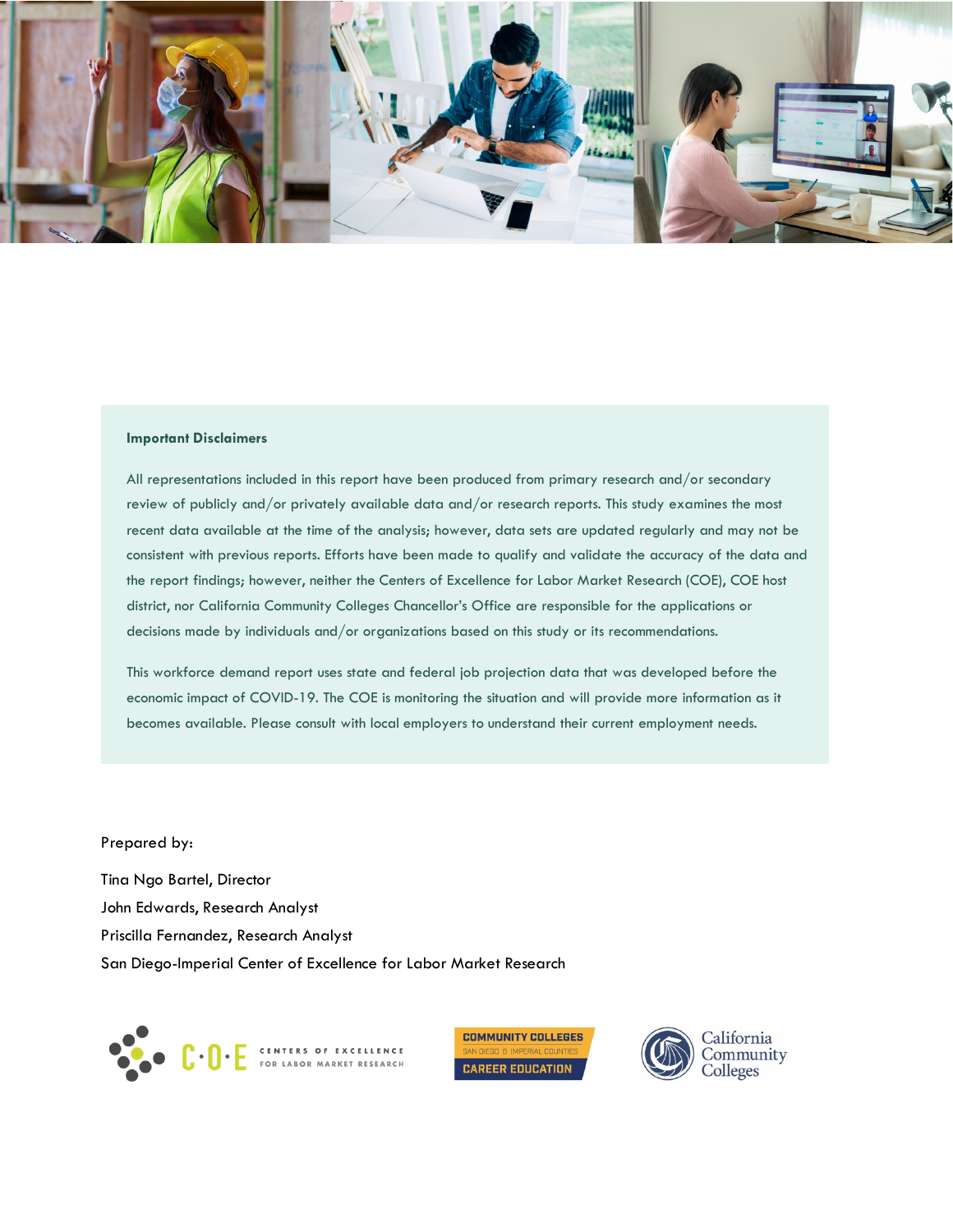**Important Disclaimers**

All representations included in this report have been produced from primary research and/or secondary review of publicly and/or privately available data and/or research reports. This study examines the most recent data available at the time of the analysis; however, data sets are updated regularly and may not be consistent with previous reports. Efforts have been made to qualify and validate the accuracy of the data and the report findings; however, neither the Centers of Excellence for Labor Market Research (COE), COE host district, nor California Community Colleges Chancellor's Office are responsible for the applications or decisions made by individuals and/or organizations based on this study or its recommendations.

This workforce demand report uses state and federal job projection data that was developed before the economic impact of COVID-19. The COE is monitoring the situation and will provide more information as it becomes available. Please consult with local employers to understand their current employment needs.

Prepared by:

Tina Ngo Bartel, Director
John Edwards, Research Analyst
Priscilla Fernandez, Research Analyst
San Diego-Imperial Center of Excellence for Labor Market Research

C·O·E CENTERS OF EXCELLENCE FOR LABOR MARKET RESEARCH

COMMUNITY COLLEGES SAN DIEGO & IMPERIAL COUNTIES CAREER EDUCATION

California Community Colleges